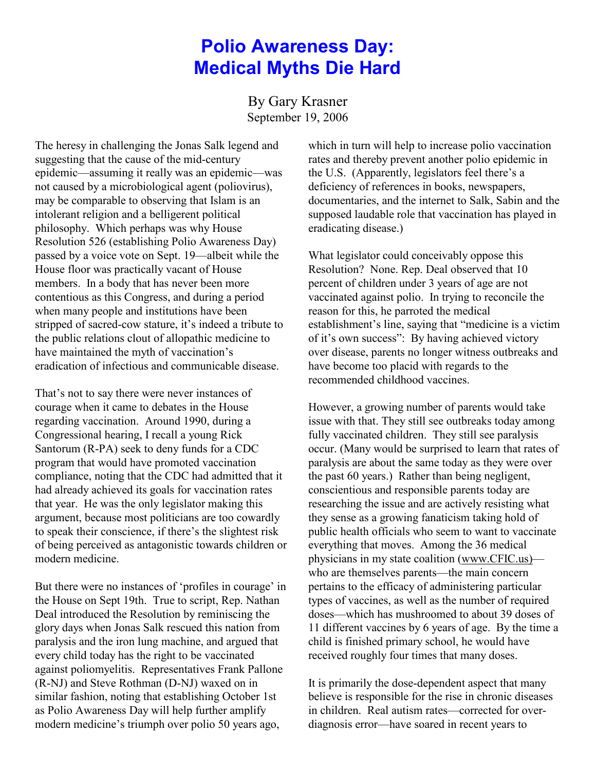# Polio Awareness Day: Medical Myths Die Hard

By Gary Krasner
September 19, 2006

The heresy in challenging the Jonas Salk legend and suggesting that the cause of the mid-century epidemic—assuming it really was an epidemic—was not caused by a microbiological agent (poliovirus), may be comparable to observing that Islam is an intolerant religion and a belligerent political philosophy. Which perhaps was why House Resolution 526 (establishing Polio Awareness Day) passed by a voice vote on Sept. 19—albeit while the House floor was practically vacant of House members. In a body that has never been more contentious as this Congress, and during a period when many people and institutions have been stripped of sacred-cow stature, it's indeed a tribute to the public relations clout of allopathic medicine to have maintained the myth of vaccination's eradication of infectious and communicable disease.

That's not to say there were never instances of courage when it came to debates in the House regarding vaccination. Around 1990, during a Congressional hearing, I recall a young Rick Santorum (R-PA) seek to deny funds for a CDC program that would have promoted vaccination compliance, noting that the CDC had admitted that it had already achieved its goals for vaccination rates that year. He was the only legislator making this argument, because most politicians are too cowardly to speak their conscience, if there's the slightest risk of being perceived as antagonistic towards children or modern medicine.

But there were no instances of 'profiles in courage' in the House on Sept 19th. True to script, Rep. Nathan Deal introduced the Resolution by reminiscing the glory days when Jonas Salk rescued this nation from paralysis and the iron lung machine, and argued that every child today has the right to be vaccinated against poliomyelitis. Representatives Frank Pallone (R-NJ) and Steve Rothman (D-NJ) waxed on in similar fashion, noting that establishing October 1st as Polio Awareness Day will help further amplify modern medicine's triumph over polio 50 years ago, which in turn will help to increase polio vaccination rates and thereby prevent another polio epidemic in the U.S. (Apparently, legislators feel there's a deficiency of references in books, newspapers, documentaries, and the internet to Salk, Sabin and the supposed laudable role that vaccination has played in eradicating disease.)

What legislator could conceivably oppose this Resolution? None. Rep. Deal observed that 10 percent of children under 3 years of age are not vaccinated against polio. In trying to reconcile the reason for this, he parroted the medical establishment's line, saying that "medicine is a victim of it's own success": By having achieved victory over disease, parents no longer witness outbreaks and have become too placid with regards to the recommended childhood vaccines.

However, a growing number of parents would take issue with that. They still see outbreaks today among fully vaccinated children. They still see paralysis occur. (Many would be surprised to learn that rates of paralysis are about the same today as they were over the past 60 years.) Rather than being negligent, conscientious and responsible parents today are researching the issue and are actively resisting what they sense as a growing fanaticism taking hold of public health officials who seem to want to vaccinate everything that moves. Among the 36 medical physicians in my state coalition (www.CFIC.us)—who are themselves parents—the main concern pertains to the efficacy of administering particular types of vaccines, as well as the number of required doses—which has mushroomed to about 39 doses of 11 different vaccines by 6 years of age. By the time a child is finished primary school, he would have received roughly four times that many doses.

It is primarily the dose-dependent aspect that many believe is responsible for the rise in chronic diseases in children. Real autism rates—corrected for over-diagnosis error—have soared in recent years to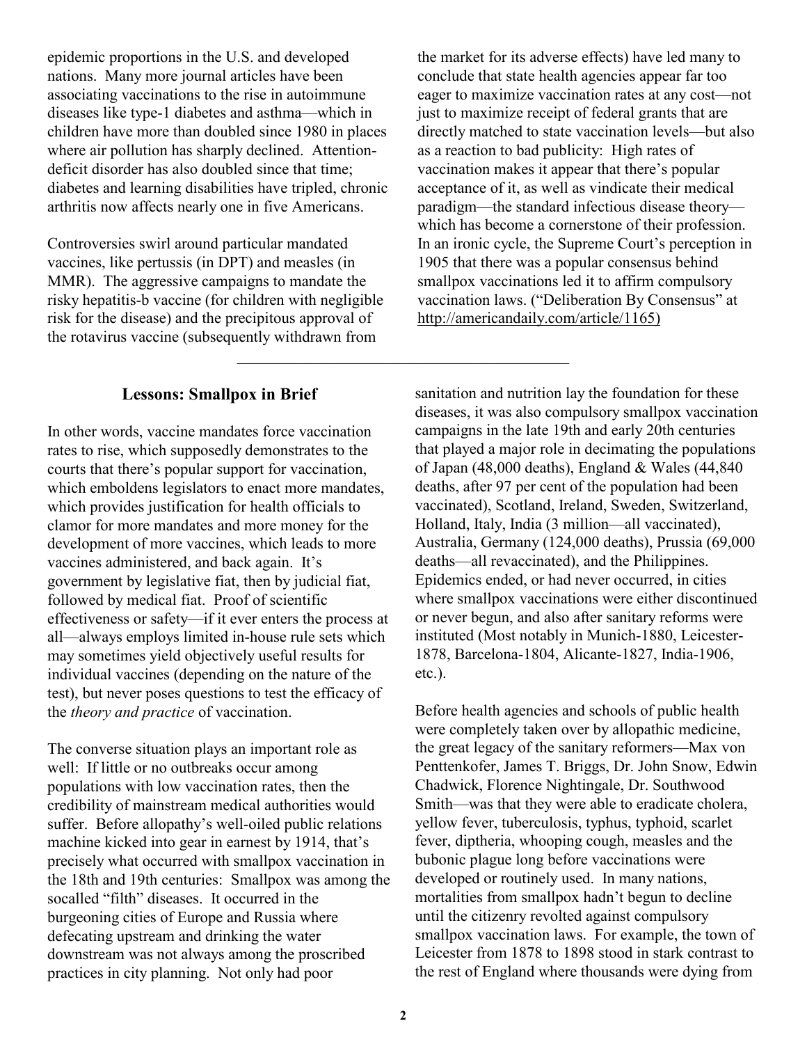epidemic proportions in the U.S. and developed nations. Many more journal articles have been associating vaccinations to the rise in autoimmune diseases like type-1 diabetes and asthma—which in children have more than doubled since 1980 in places where air pollution has sharply declined. Attention-deficit disorder has also doubled since that time; diabetes and learning disabilities have tripled, chronic arthritis now affects nearly one in five Americans.

Controversies swirl around particular mandated vaccines, like pertussis (in DPT) and measles (in MMR). The aggressive campaigns to mandate the risky hepatitis-b vaccine (for children with negligible risk for the disease) and the precipitous approval of the rotavirus vaccine (subsequently withdrawn from the market for its adverse effects) have led many to conclude that state health agencies appear far too eager to maximize vaccination rates at any cost—not just to maximize receipt of federal grants that are directly matched to state vaccination levels—but also as a reaction to bad publicity: High rates of vaccination makes it appear that there's popular acceptance of it, as well as vindicate their medical paradigm—the standard infectious disease theory—which has become a cornerstone of their profession. In an ironic cycle, the Supreme Court's perception in 1905 that there was a popular consensus behind smallpox vaccinations led it to affirm compulsory vaccination laws. ("Deliberation By Consensus" at http://americandaily.com/article/1165)

---

### Lessons: Smallpox in Brief

In other words, vaccine mandates force vaccination rates to rise, which supposedly demonstrates to the courts that there's popular support for vaccination, which emboldens legislators to enact more mandates, which provides justification for health officials to clamor for more mandates and more money for the development of more vaccines, which leads to more vaccines administered, and back again. It's government by legislative fiat, then by judicial fiat, followed by medical fiat. Proof of scientific effectiveness or safety—if it ever enters the process at all—always employs limited in-house rule sets which may sometimes yield objectively useful results for individual vaccines (depending on the nature of the test), but never poses questions to test the efficacy of the *theory and practice* of vaccination.

The converse situation plays an important role as well: If little or no outbreaks occur among populations with low vaccination rates, then the credibility of mainstream medical authorities would suffer. Before allopathy's well-oiled public relations machine kicked into gear in earnest by 1914, that's precisely what occurred with smallpox vaccination in the 18th and 19th centuries: Smallpox was among the socalled "filth" diseases. It occurred in the burgeoning cities of Europe and Russia where defecating upstream and drinking the water downstream was not always among the proscribed practices in city planning. Not only had poor sanitation and nutrition lay the foundation for these diseases, it was also compulsory smallpox vaccination campaigns in the late 19th and early 20th centuries that played a major role in decimating the populations of Japan (48,000 deaths), England & Wales (44,840 deaths, after 97 per cent of the population had been vaccinated), Scotland, Ireland, Sweden, Switzerland, Holland, Italy, India (3 million—all vaccinated), Australia, Germany (124,000 deaths), Prussia (69,000 deaths—all revaccinated), and the Philippines. Epidemics ended, or had never occurred, in cities where smallpox vaccinations were either discontinued or never begun, and also after sanitary reforms were instituted (Most notably in Munich-1880, Leicester-1878, Barcelona-1804, Alicante-1827, India-1906, etc.).

Before health agencies and schools of public health were completely taken over by allopathic medicine, the great legacy of the sanitary reformers—Max von Penttenkofer, James T. Briggs, Dr. John Snow, Edwin Chadwick, Florence Nightingale, Dr. Southwood Smith—was that they were able to eradicate cholera, yellow fever, tuberculosis, typhus, typhoid, scarlet fever, diptheria, whooping cough, measles and the bubonic plague long before vaccinations were developed or routinely used. In many nations, mortalities from smallpox hadn't begun to decline until the citizenry revolted against compulsory smallpox vaccination laws. For example, the town of Leicester from 1878 to 1898 stood in stark contrast to the rest of England where thousands were dying from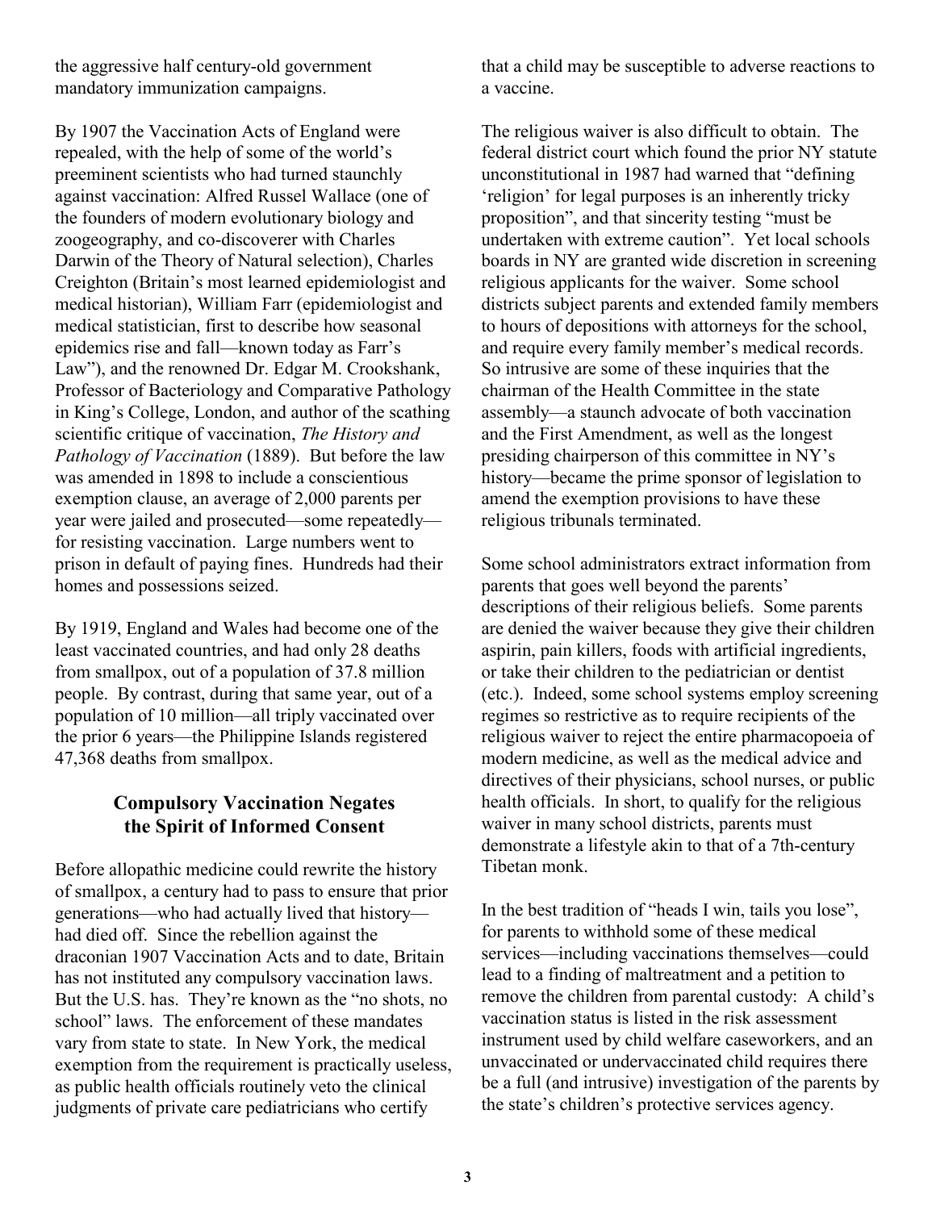the aggressive half century-old government mandatory immunization campaigns.

By 1907 the Vaccination Acts of England were repealed, with the help of some of the world's preeminent scientists who had turned staunchly against vaccination: Alfred Russel Wallace (one of the founders of modern evolutionary biology and zoogeography, and co-discoverer with Charles Darwin of the Theory of Natural selection), Charles Creighton (Britain's most learned epidemiologist and medical historian), William Farr (epidemiologist and medical statistician, first to describe how seasonal epidemics rise and fall—known today as Farr's Law"), and the renowned Dr. Edgar M. Crookshank, Professor of Bacteriology and Comparative Pathology in King's College, London, and author of the scathing scientific critique of vaccination, *The History and Pathology of Vaccination* (1889). But before the law was amended in 1898 to include a conscientious exemption clause, an average of 2,000 parents per year were jailed and prosecuted—some repeatedly—for resisting vaccination. Large numbers went to prison in default of paying fines. Hundreds had their homes and possessions seized.

By 1919, England and Wales had become one of the least vaccinated countries, and had only 28 deaths from smallpox, out of a population of 37.8 million people. By contrast, during that same year, out of a population of 10 million—all triply vaccinated over the prior 6 years—the Philippine Islands registered 47,368 deaths from smallpox.

## Compulsory Vaccination Negates the Spirit of Informed Consent

Before allopathic medicine could rewrite the history of smallpox, a century had to pass to ensure that prior generations—who had actually lived that history—had died off. Since the rebellion against the draconian 1907 Vaccination Acts and to date, Britain has not instituted any compulsory vaccination laws. But the U.S. has. They're known as the "no shots, no school" laws. The enforcement of these mandates vary from state to state. In New York, the medical exemption from the requirement is practically useless, as public health officials routinely veto the clinical judgments of private care pediatricians who certify that a child may be susceptible to adverse reactions to a vaccine.

The religious waiver is also difficult to obtain. The federal district court which found the prior NY statute unconstitutional in 1987 had warned that "defining 'religion' for legal purposes is an inherently tricky proposition", and that sincerity testing "must be undertaken with extreme caution". Yet local schools boards in NY are granted wide discretion in screening religious applicants for the waiver. Some school districts subject parents and extended family members to hours of depositions with attorneys for the school, and require every family member's medical records. So intrusive are some of these inquiries that the chairman of the Health Committee in the state assembly—a staunch advocate of both vaccination and the First Amendment, as well as the longest presiding chairperson of this committee in NY's history—became the prime sponsor of legislation to amend the exemption provisions to have these religious tribunals terminated.

Some school administrators extract information from parents that goes well beyond the parents' descriptions of their religious beliefs. Some parents are denied the waiver because they give their children aspirin, pain killers, foods with artificial ingredients, or take their children to the pediatrician or dentist (etc.). Indeed, some school systems employ screening regimes so restrictive as to require recipients of the religious waiver to reject the entire pharmacopoeia of modern medicine, as well as the medical advice and directives of their physicians, school nurses, or public health officials. In short, to qualify for the religious waiver in many school districts, parents must demonstrate a lifestyle akin to that of a 7th-century Tibetan monk.

In the best tradition of "heads I win, tails you lose", for parents to withhold some of these medical services—including vaccinations themselves—could lead to a finding of maltreatment and a petition to remove the children from parental custody: A child's vaccination status is listed in the risk assessment instrument used by child welfare caseworkers, and an unvaccinated or undervaccinated child requires there be a full (and intrusive) investigation of the parents by the state's children's protective services agency.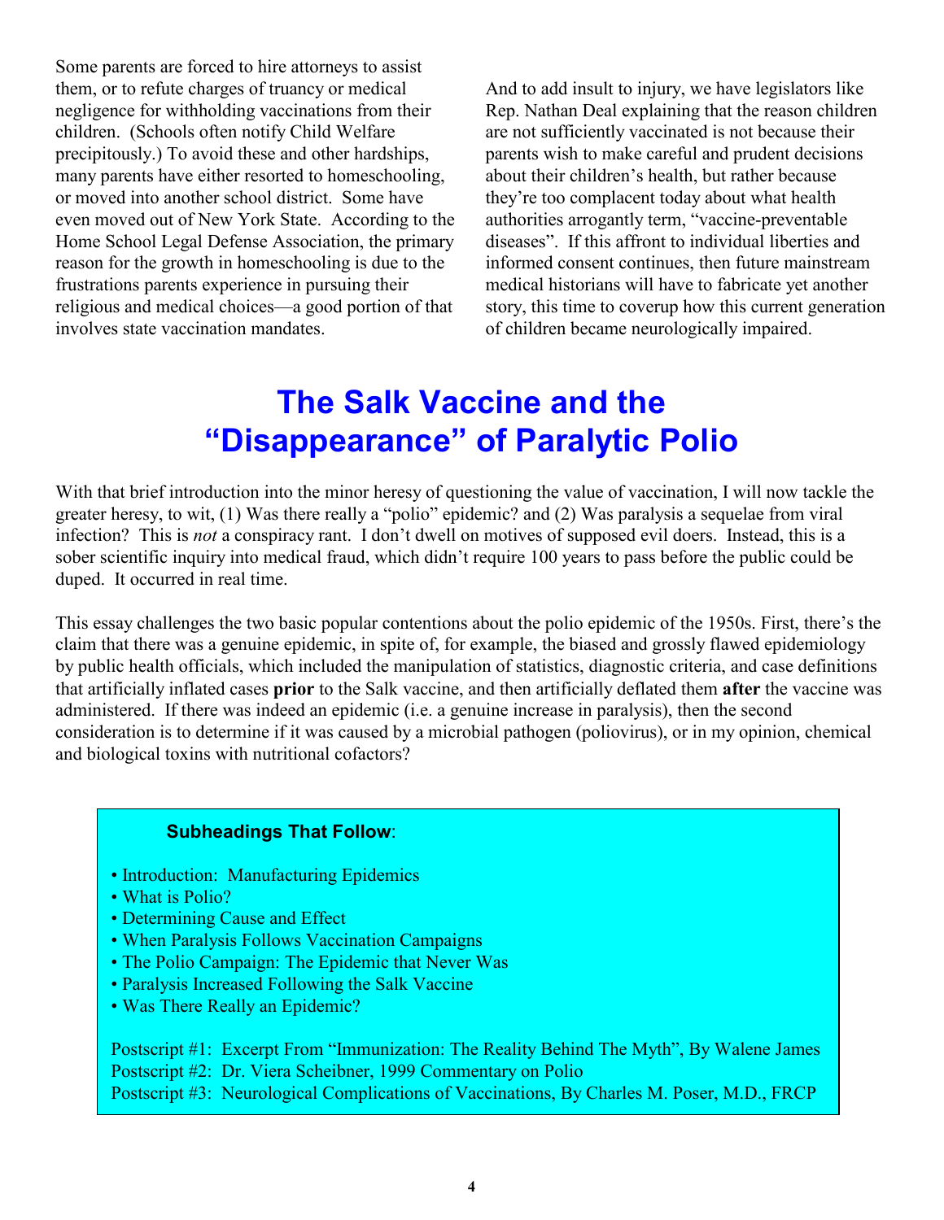Some parents are forced to hire attorneys to assist them, or to refute charges of truancy or medical negligence for withholding vaccinations from their children. (Schools often notify Child Welfare precipitously.) To avoid these and other hardships, many parents have either resorted to homeschooling, or moved into another school district. Some have even moved out of New York State. According to the Home School Legal Defense Association, the primary reason for the growth in homeschooling is due to the frustrations parents experience in pursuing their religious and medical choices—a good portion of that involves state vaccination mandates.

And to add insult to injury, we have legislators like Rep. Nathan Deal explaining that the reason children are not sufficiently vaccinated is not because their parents wish to make careful and prudent decisions about their children's health, but rather because they're too complacent today about what health authorities arrogantly term, "vaccine-preventable diseases". If this affront to individual liberties and informed consent continues, then future mainstream medical historians will have to fabricate yet another story, this time to coverup how this current generation of children became neurologically impaired.

# The Salk Vaccine and the "Disappearance" of Paralytic Polio

With that brief introduction into the minor heresy of questioning the value of vaccination, I will now tackle the greater heresy, to wit, (1) Was there really a "polio" epidemic? and (2) Was paralysis a sequelae from viral infection? This is *not* a conspiracy rant. I don't dwell on motives of supposed evil doers. Instead, this is a sober scientific inquiry into medical fraud, which didn't require 100 years to pass before the public could be duped. It occurred in real time.

This essay challenges the two basic popular contentions about the polio epidemic of the 1950s. First, there's the claim that there was a genuine epidemic, in spite of, for example, the biased and grossly flawed epidemiology by public health officials, which included the manipulation of statistics, diagnostic criteria, and case definitions that artificially inflated cases **prior** to the Salk vaccine, and then artificially deflated them **after** the vaccine was administered. If there was indeed an epidemic (i.e. a genuine increase in paralysis), then the second consideration is to determine if it was caused by a microbial pathogen (poliovirus), or in my opinion, chemical and biological toxins with nutritional cofactors?

**Subheadings That Follow**:

- Introduction: Manufacturing Epidemics
- What is Polio?
- Determining Cause and Effect
- When Paralysis Follows Vaccination Campaigns
- The Polio Campaign: The Epidemic that Never Was
- Paralysis Increased Following the Salk Vaccine
- Was There Really an Epidemic?

Postscript #1: Excerpt From "Immunization: The Reality Behind The Myth", By Walene James
Postscript #2: Dr. Viera Scheibner, 1999 Commentary on Polio
Postscript #3: Neurological Complications of Vaccinations, By Charles M. Poser, M.D., FRCP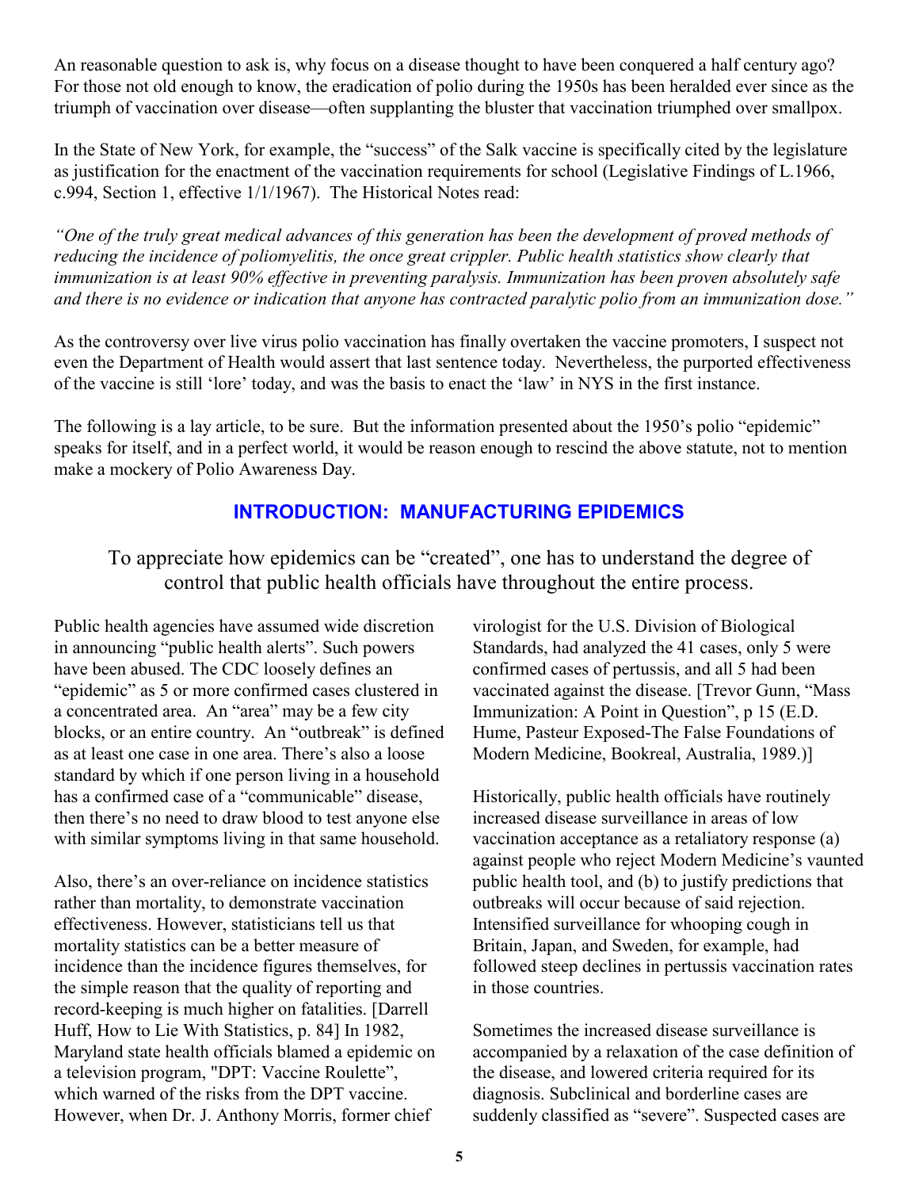An reasonable question to ask is, why focus on a disease thought to have been conquered a half century ago? For those not old enough to know, the eradication of polio during the 1950s has been heralded ever since as the triumph of vaccination over disease—often supplanting the bluster that vaccination triumphed over smallpox.

In the State of New York, for example, the "success" of the Salk vaccine is specifically cited by the legislature as justification for the enactment of the vaccination requirements for school (Legislative Findings of L.1966, c.994, Section 1, effective 1/1/1967). The Historical Notes read:

*"One of the truly great medical advances of this generation has been the development of proved methods of reducing the incidence of poliomyelitis, the once great crippler. Public health statistics show clearly that immunization is at least 90% effective in preventing paralysis. Immunization has been proven absolutely safe and there is no evidence or indication that anyone has contracted paralytic polio from an immunization dose."*

As the controversy over live virus polio vaccination has finally overtaken the vaccine promoters, I suspect not even the Department of Health would assert that last sentence today. Nevertheless, the purported effectiveness of the vaccine is still 'lore' today, and was the basis to enact the 'law' in NYS in the first instance.

The following is a lay article, to be sure. But the information presented about the 1950's polio "epidemic" speaks for itself, and in a perfect world, it would be reason enough to rescind the above statute, not to mention make a mockery of Polio Awareness Day.

## INTRODUCTION: MANUFACTURING EPIDEMICS

To appreciate how epidemics can be "created", one has to understand the degree of control that public health officials have throughout the entire process.

Public health agencies have assumed wide discretion in announcing "public health alerts". Such powers have been abused. The CDC loosely defines an "epidemic" as 5 or more confirmed cases clustered in a concentrated area. An "area" may be a few city blocks, or an entire country. An "outbreak" is defined as at least one case in one area. There's also a loose standard by which if one person living in a household has a confirmed case of a "communicable" disease, then there's no need to draw blood to test anyone else with similar symptoms living in that same household.

Also, there's an over-reliance on incidence statistics rather than mortality, to demonstrate vaccination effectiveness. However, statisticians tell us that mortality statistics can be a better measure of incidence than the incidence figures themselves, for the simple reason that the quality of reporting and record-keeping is much higher on fatalities. [Darrell Huff, How to Lie With Statistics, p. 84] In 1982, Maryland state health officials blamed a epidemic on a television program, "DPT: Vaccine Roulette", which warned of the risks from the DPT vaccine. However, when Dr. J. Anthony Morris, former chief virologist for the U.S. Division of Biological Standards, had analyzed the 41 cases, only 5 were confirmed cases of pertussis, and all 5 had been vaccinated against the disease. [Trevor Gunn, "Mass Immunization: A Point in Question", p 15 (E.D. Hume, Pasteur Exposed-The False Foundations of Modern Medicine, Bookreal, Australia, 1989.)]

Historically, public health officials have routinely increased disease surveillance in areas of low vaccination acceptance as a retaliatory response (a) against people who reject Modern Medicine's vaunted public health tool, and (b) to justify predictions that outbreaks will occur because of said rejection. Intensified surveillance for whooping cough in Britain, Japan, and Sweden, for example, had followed steep declines in pertussis vaccination rates in those countries.

Sometimes the increased disease surveillance is accompanied by a relaxation of the case definition of the disease, and lowered criteria required for its diagnosis. Subclinical and borderline cases are suddenly classified as "severe". Suspected cases are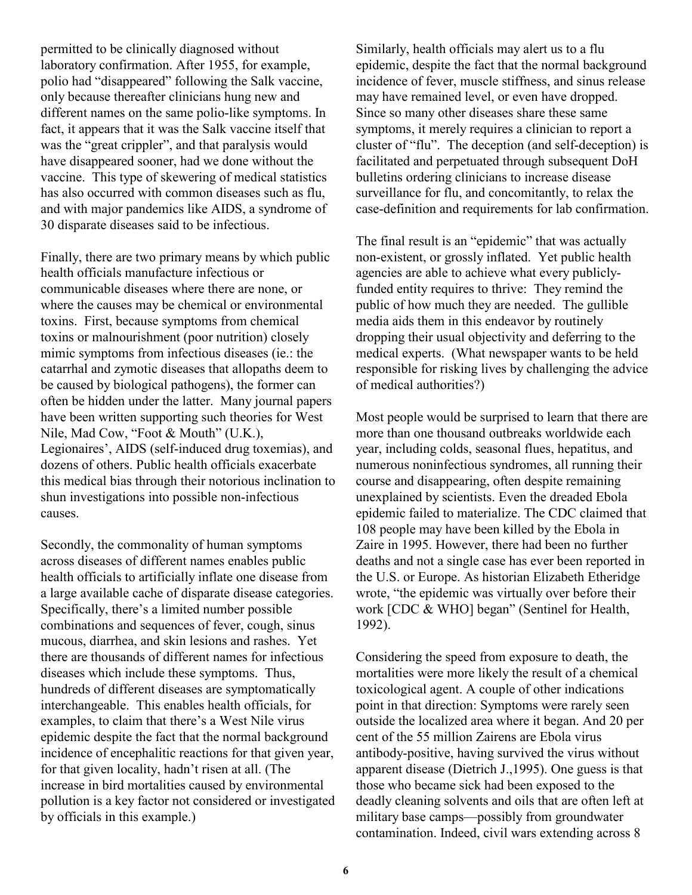permitted to be clinically diagnosed without laboratory confirmation. After 1955, for example, polio had "disappeared" following the Salk vaccine, only because thereafter clinicians hung new and different names on the same polio-like symptoms. In fact, it appears that it was the Salk vaccine itself that was the "great crippler", and that paralysis would have disappeared sooner, had we done without the vaccine. This type of skewering of medical statistics has also occurred with common diseases such as flu, and with major pandemics like AIDS, a syndrome of 30 disparate diseases said to be infectious.

Finally, there are two primary means by which public health officials manufacture infectious or communicable diseases where there are none, or where the causes may be chemical or environmental toxins. First, because symptoms from chemical toxins or malnourishment (poor nutrition) closely mimic symptoms from infectious diseases (ie.: the catarrhal and zymotic diseases that allopaths deem to be caused by biological pathogens), the former can often be hidden under the latter. Many journal papers have been written supporting such theories for West Nile, Mad Cow, "Foot & Mouth" (U.K.), Legionaires', AIDS (self-induced drug toxemias), and dozens of others. Public health officials exacerbate this medical bias through their notorious inclination to shun investigations into possible non-infectious causes.

Secondly, the commonality of human symptoms across diseases of different names enables public health officials to artificially inflate one disease from a large available cache of disparate disease categories. Specifically, there's a limited number possible combinations and sequences of fever, cough, sinus mucous, diarrhea, and skin lesions and rashes. Yet there are thousands of different names for infectious diseases which include these symptoms. Thus, hundreds of different diseases are symptomatically interchangeable. This enables health officials, for examples, to claim that there's a West Nile virus epidemic despite the fact that the normal background incidence of encephalitic reactions for that given year, for that given locality, hadn't risen at all. (The increase in bird mortalities caused by environmental pollution is a key factor not considered or investigated by officials in this example.)

Similarly, health officials may alert us to a flu epidemic, despite the fact that the normal background incidence of fever, muscle stiffness, and sinus release may have remained level, or even have dropped. Since so many other diseases share these same symptoms, it merely requires a clinician to report a cluster of "flu". The deception (and self-deception) is facilitated and perpetuated through subsequent DoH bulletins ordering clinicians to increase disease surveillance for flu, and concomitantly, to relax the case-definition and requirements for lab confirmation.

The final result is an "epidemic" that was actually non-existent, or grossly inflated. Yet public health agencies are able to achieve what every publicly-funded entity requires to thrive: They remind the public of how much they are needed. The gullible media aids them in this endeavor by routinely dropping their usual objectivity and deferring to the medical experts. (What newspaper wants to be held responsible for risking lives by challenging the advice of medical authorities?)

Most people would be surprised to learn that there are more than one thousand outbreaks worldwide each year, including colds, seasonal flues, hepatitus, and numerous noninfectious syndromes, all running their course and disappearing, often despite remaining unexplained by scientists. Even the dreaded Ebola epidemic failed to materialize. The CDC claimed that 108 people may have been killed by the Ebola in Zaire in 1995. However, there had been no further deaths and not a single case has ever been reported in the U.S. or Europe. As historian Elizabeth Etheridge wrote, "the epidemic was virtually over before their work [CDC & WHO] began" (Sentinel for Health, 1992).

Considering the speed from exposure to death, the mortalities were more likely the result of a chemical toxicological agent. A couple of other indications point in that direction: Symptoms were rarely seen outside the localized area where it began. And 20 per cent of the 55 million Zairens are Ebola virus antibody-positive, having survived the virus without apparent disease (Dietrich J.,1995). One guess is that those who became sick had been exposed to the deadly cleaning solvents and oils that are often left at military base camps—possibly from groundwater contamination. Indeed, civil wars extending across 8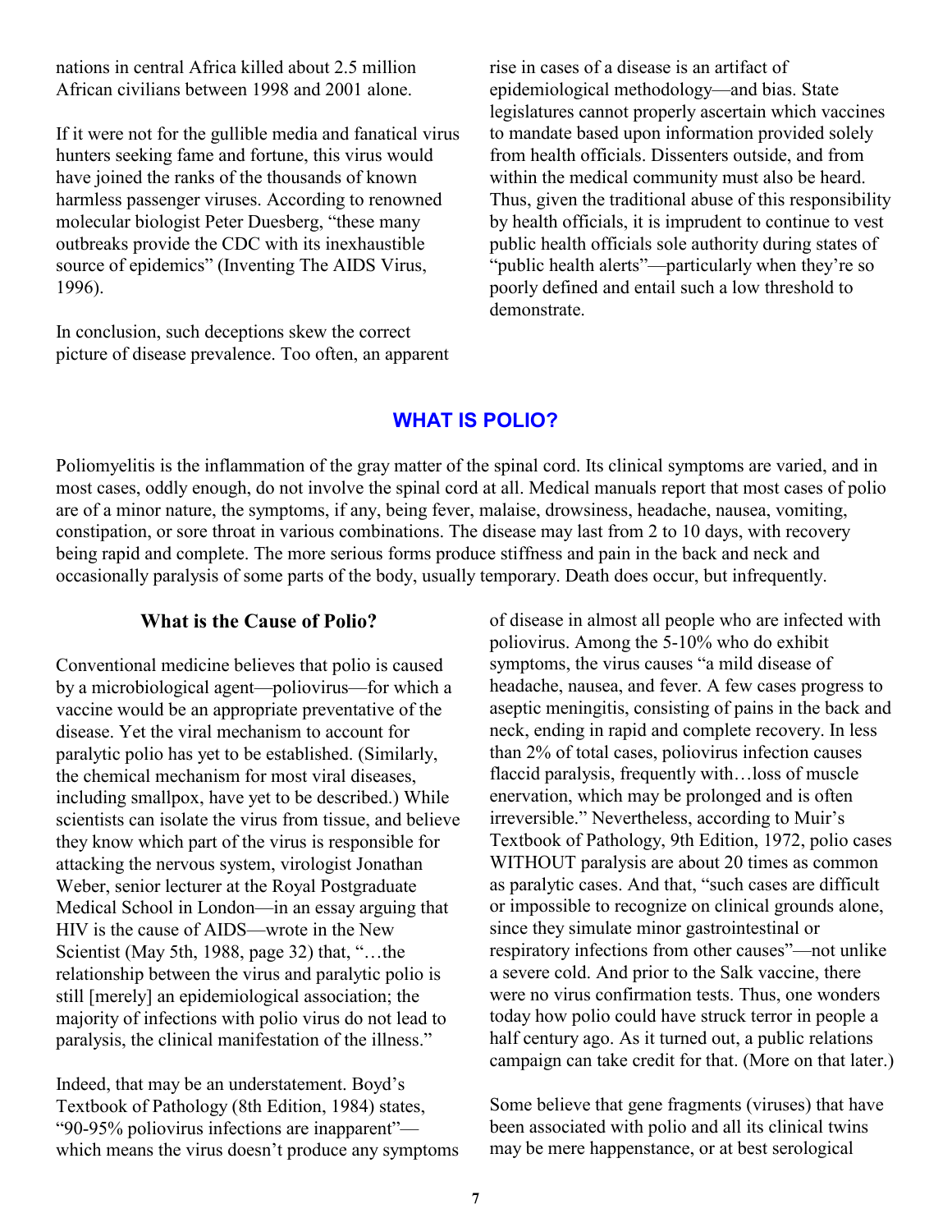nations in central Africa killed about 2.5 million African civilians between 1998 and 2001 alone.

If it were not for the gullible media and fanatical virus hunters seeking fame and fortune, this virus would have joined the ranks of the thousands of known harmless passenger viruses. According to renowned molecular biologist Peter Duesberg, "these many outbreaks provide the CDC with its inexhaustible source of epidemics" (Inventing The AIDS Virus, 1996).

In conclusion, such deceptions skew the correct picture of disease prevalence. Too often, an apparent rise in cases of a disease is an artifact of epidemiological methodology—and bias. State legislatures cannot properly ascertain which vaccines to mandate based upon information provided solely from health officials. Dissenters outside, and from within the medical community must also be heard. Thus, given the traditional abuse of this responsibility by health officials, it is imprudent to continue to vest public health officials sole authority during states of "public health alerts"—particularly when they're so poorly defined and entail such a low threshold to demonstrate.

## WHAT IS POLIO?

Poliomyelitis is the inflammation of the gray matter of the spinal cord. Its clinical symptoms are varied, and in most cases, oddly enough, do not involve the spinal cord at all. Medical manuals report that most cases of polio are of a minor nature, the symptoms, if any, being fever, malaise, drowsiness, headache, nausea, vomiting, constipation, or sore throat in various combinations. The disease may last from 2 to 10 days, with recovery being rapid and complete. The more serious forms produce stiffness and pain in the back and neck and occasionally paralysis of some parts of the body, usually temporary. Death does occur, but infrequently.

### What is the Cause of Polio?

Conventional medicine believes that polio is caused by a microbiological agent—poliovirus—for which a vaccine would be an appropriate preventative of the disease. Yet the viral mechanism to account for paralytic polio has yet to be established. (Similarly, the chemical mechanism for most viral diseases, including smallpox, have yet to be described.) While scientists can isolate the virus from tissue, and believe they know which part of the virus is responsible for attacking the nervous system, virologist Jonathan Weber, senior lecturer at the Royal Postgraduate Medical School in London—in an essay arguing that HIV is the cause of AIDS—wrote in the New Scientist (May 5th, 1988, page 32) that, "…the relationship between the virus and paralytic polio is still [merely] an epidemiological association; the majority of infections with polio virus do not lead to paralysis, the clinical manifestation of the illness."

Indeed, that may be an understatement. Boyd's Textbook of Pathology (8th Edition, 1984) states, "90-95% poliovirus infections are inapparent"—which means the virus doesn't produce any symptoms of disease in almost all people who are infected with poliovirus. Among the 5-10% who do exhibit symptoms, the virus causes "a mild disease of headache, nausea, and fever. A few cases progress to aseptic meningitis, consisting of pains in the back and neck, ending in rapid and complete recovery. In less than 2% of total cases, poliovirus infection causes flaccid paralysis, frequently with…loss of muscle enervation, which may be prolonged and is often irreversible." Nevertheless, according to Muir's Textbook of Pathology, 9th Edition, 1972, polio cases WITHOUT paralysis are about 20 times as common as paralytic cases. And that, "such cases are difficult or impossible to recognize on clinical grounds alone, since they simulate minor gastrointestinal or respiratory infections from other causes"—not unlike a severe cold. And prior to the Salk vaccine, there were no virus confirmation tests. Thus, one wonders today how polio could have struck terror in people a half century ago. As it turned out, a public relations campaign can take credit for that. (More on that later.)

Some believe that gene fragments (viruses) that have been associated with polio and all its clinical twins may be mere happenstance, or at best serological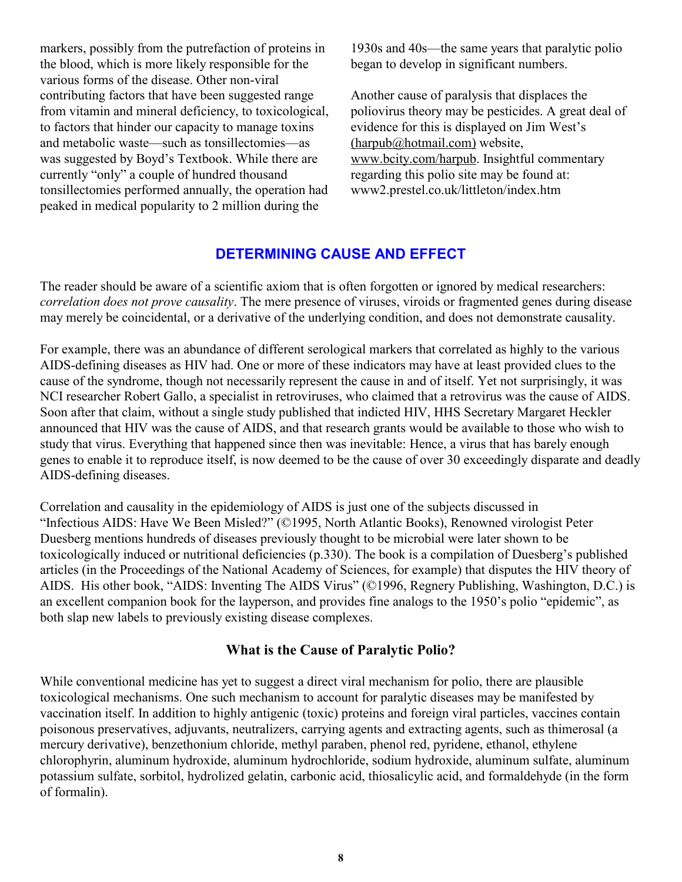markers, possibly from the putrefaction of proteins in the blood, which is more likely responsible for the various forms of the disease. Other non-viral contributing factors that have been suggested range from vitamin and mineral deficiency, to toxicological, to factors that hinder our capacity to manage toxins and metabolic waste—such as tonsillectomies—as was suggested by Boyd's Textbook. While there are currently "only" a couple of hundred thousand tonsillectomies performed annually, the operation had peaked in medical popularity to 2 million during the 1930s and 40s—the same years that paralytic polio began to develop in significant numbers.

Another cause of paralysis that displaces the poliovirus theory may be pesticides. A great deal of evidence for this is displayed on Jim West's (harpub@hotmail.com) website, www.bcity.com/harpub. Insightful commentary regarding this polio site may be found at: www2.prestel.co.uk/littleton/index.htm

## DETERMINING CAUSE AND EFFECT

The reader should be aware of a scientific axiom that is often forgotten or ignored by medical researchers: *correlation does not prove causality*. The mere presence of viruses, viroids or fragmented genes during disease may merely be coincidental, or a derivative of the underlying condition, and does not demonstrate causality.

For example, there was an abundance of different serological markers that correlated as highly to the various AIDS-defining diseases as HIV had. One or more of these indicators may have at least provided clues to the cause of the syndrome, though not necessarily represent the cause in and of itself. Yet not surprisingly, it was NCI researcher Robert Gallo, a specialist in retroviruses, who claimed that a retrovirus was the cause of AIDS. Soon after that claim, without a single study published that indicted HIV, HHS Secretary Margaret Heckler announced that HIV was the cause of AIDS, and that research grants would be available to those who wish to study that virus. Everything that happened since then was inevitable: Hence, a virus that has barely enough genes to enable it to reproduce itself, is now deemed to be the cause of over 30 exceedingly disparate and deadly AIDS-defining diseases.

Correlation and causality in the epidemiology of AIDS is just one of the subjects discussed in "Infectious AIDS: Have We Been Misled?" (©1995, North Atlantic Books), Renowned virologist Peter Duesberg mentions hundreds of diseases previously thought to be microbial were later shown to be toxicologically induced or nutritional deficiencies (p.330). The book is a compilation of Duesberg's published articles (in the Proceedings of the National Academy of Sciences, for example) that disputes the HIV theory of AIDS. His other book, "AIDS: Inventing The AIDS Virus" (©1996, Regnery Publishing, Washington, D.C.) is an excellent companion book for the layperson, and provides fine analogs to the 1950's polio "epidemic", as both slap new labels to previously existing disease complexes.

### What is the Cause of Paralytic Polio?

While conventional medicine has yet to suggest a direct viral mechanism for polio, there are plausible toxicological mechanisms. One such mechanism to account for paralytic diseases may be manifested by vaccination itself. In addition to highly antigenic (toxic) proteins and foreign viral particles, vaccines contain poisonous preservatives, adjuvants, neutralizers, carrying agents and extracting agents, such as thimerosal (a mercury derivative), benzethonium chloride, methyl paraben, phenol red, pyridene, ethanol, ethylene chlorophyrin, aluminum hydroxide, aluminum hydrochloride, sodium hydroxide, aluminum sulfate, aluminum potassium sulfate, sorbitol, hydrolized gelatin, carbonic acid, thiosalicylic acid, and formaldehyde (in the form of formalin).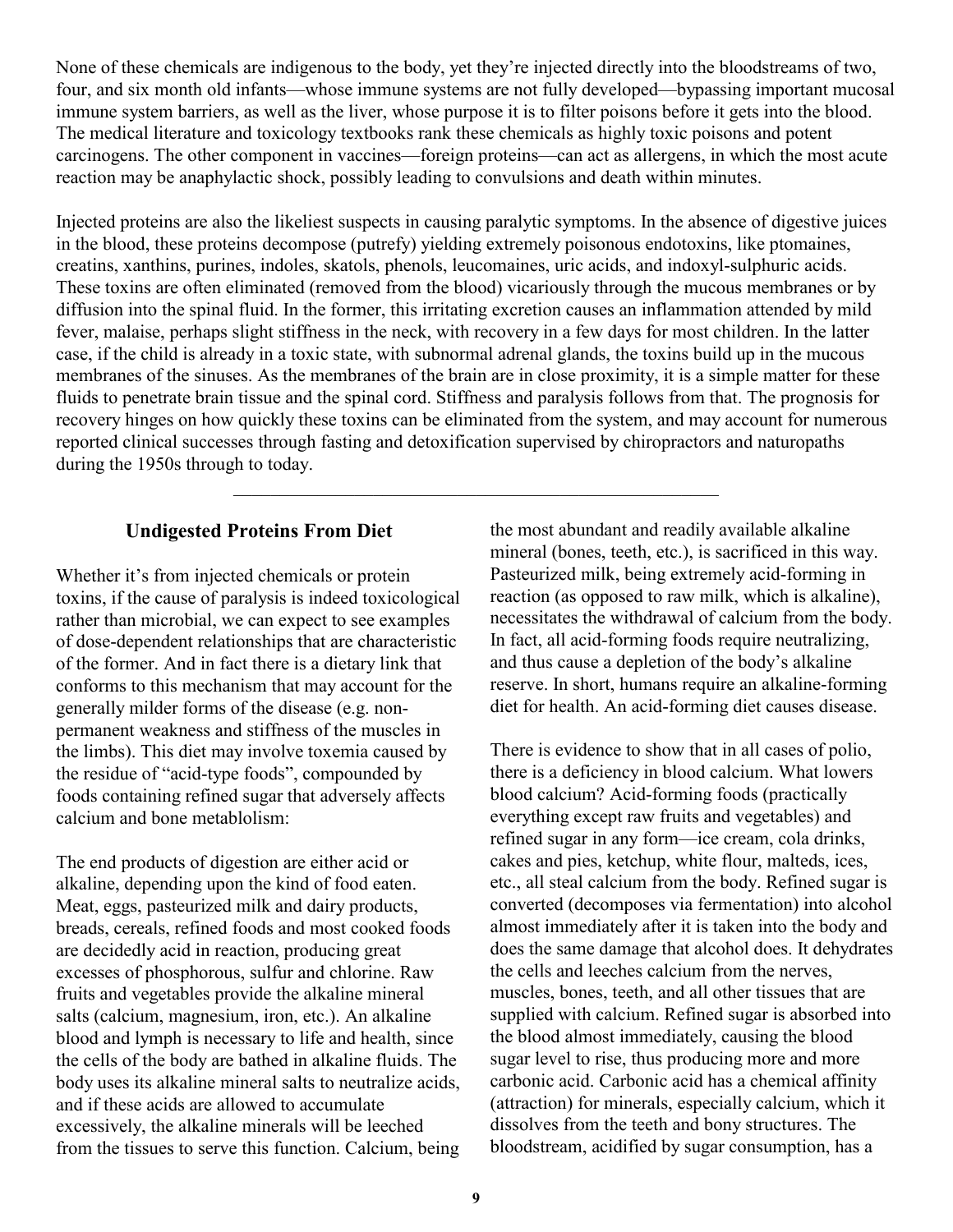None of these chemicals are indigenous to the body, yet they're injected directly into the bloodstreams of two, four, and six month old infants—whose immune systems are not fully developed—bypassing important mucosal immune system barriers, as well as the liver, whose purpose it is to filter poisons before it gets into the blood. The medical literature and toxicology textbooks rank these chemicals as highly toxic poisons and potent carcinogens. The other component in vaccines—foreign proteins—can act as allergens, in which the most acute reaction may be anaphylactic shock, possibly leading to convulsions and death within minutes.

Injected proteins are also the likeliest suspects in causing paralytic symptoms. In the absence of digestive juices in the blood, these proteins decompose (putrefy) yielding extremely poisonous endotoxins, like ptomaines, creatins, xanthins, purines, indoles, skatols, phenols, leucomaines, uric acids, and indoxyl-sulphuric acids. These toxins are often eliminated (removed from the blood) vicariously through the mucous membranes or by diffusion into the spinal fluid. In the former, this irritating excretion causes an inflammation attended by mild fever, malaise, perhaps slight stiffness in the neck, with recovery in a few days for most children. In the latter case, if the child is already in a toxic state, with subnormal adrenal glands, the toxins build up in the mucous membranes of the sinuses. As the membranes of the brain are in close proximity, it is a simple matter for these fluids to penetrate brain tissue and the spinal cord. Stiffness and paralysis follows from that. The prognosis for recovery hinges on how quickly these toxins can be eliminated from the system, and may account for numerous reported clinical successes through fasting and detoxification supervised by chiropractors and naturopaths during the 1950s through to today.

---

### Undigested Proteins From Diet

Whether it's from injected chemicals or protein toxins, if the cause of paralysis is indeed toxicological rather than microbial, we can expect to see examples of dose-dependent relationships that are characteristic of the former. And in fact there is a dietary link that conforms to this mechanism that may account for the generally milder forms of the disease (e.g. non-permanent weakness and stiffness of the muscles in the limbs). This diet may involve toxemia caused by the residue of "acid-type foods", compounded by foods containing refined sugar that adversely affects calcium and bone metablolism:

The end products of digestion are either acid or alkaline, depending upon the kind of food eaten. Meat, eggs, pasteurized milk and dairy products, breads, cereals, refined foods and most cooked foods are decidedly acid in reaction, producing great excesses of phosphorous, sulfur and chlorine. Raw fruits and vegetables provide the alkaline mineral salts (calcium, magnesium, iron, etc.). An alkaline blood and lymph is necessary to life and health, since the cells of the body are bathed in alkaline fluids. The body uses its alkaline mineral salts to neutralize acids, and if these acids are allowed to accumulate excessively, the alkaline minerals will be leeched from the tissues to serve this function. Calcium, being the most abundant and readily available alkaline mineral (bones, teeth, etc.), is sacrificed in this way. Pasteurized milk, being extremely acid-forming in reaction (as opposed to raw milk, which is alkaline), necessitates the withdrawal of calcium from the body. In fact, all acid-forming foods require neutralizing, and thus cause a depletion of the body's alkaline reserve. In short, humans require an alkaline-forming diet for health. An acid-forming diet causes disease.

There is evidence to show that in all cases of polio, there is a deficiency in blood calcium. What lowers blood calcium? Acid-forming foods (practically everything except raw fruits and vegetables) and refined sugar in any form—ice cream, cola drinks, cakes and pies, ketchup, white flour, malteds, ices, etc., all steal calcium from the body. Refined sugar is converted (decomposes via fermentation) into alcohol almost immediately after it is taken into the body and does the same damage that alcohol does. It dehydrates the cells and leeches calcium from the nerves, muscles, bones, teeth, and all other tissues that are supplied with calcium. Refined sugar is absorbed into the blood almost immediately, causing the blood sugar level to rise, thus producing more and more carbonic acid. Carbonic acid has a chemical affinity (attraction) for minerals, especially calcium, which it dissolves from the teeth and bony structures. The bloodstream, acidified by sugar consumption, has a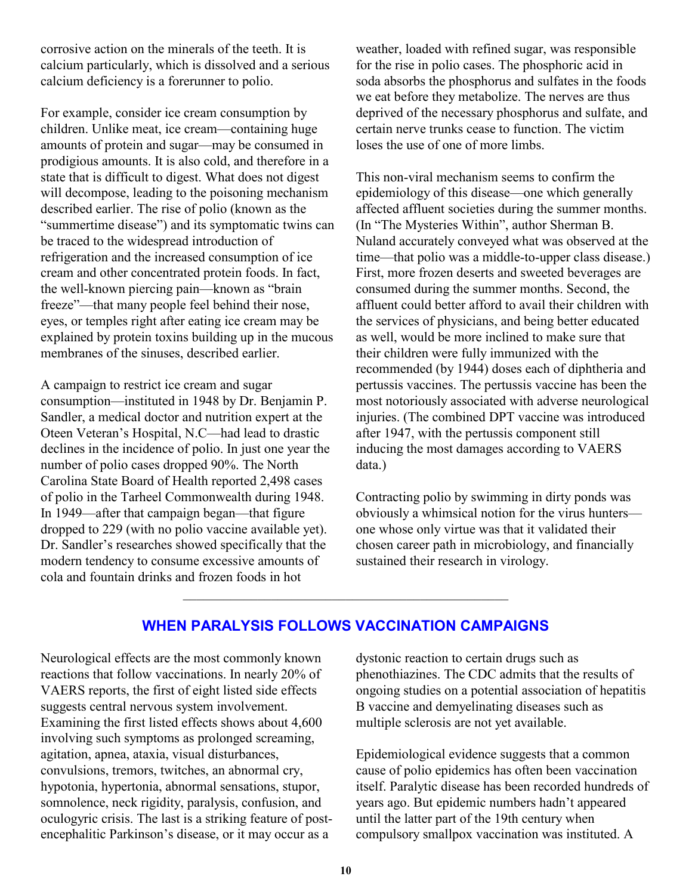corrosive action on the minerals of the teeth. It is calcium particularly, which is dissolved and a serious calcium deficiency is a forerunner to polio.

For example, consider ice cream consumption by children. Unlike meat, ice cream—containing huge amounts of protein and sugar—may be consumed in prodigious amounts. It is also cold, and therefore in a state that is difficult to digest. What does not digest will decompose, leading to the poisoning mechanism described earlier. The rise of polio (known as the "summertime disease") and its symptomatic twins can be traced to the widespread introduction of refrigeration and the increased consumption of ice cream and other concentrated protein foods. In fact, the well-known piercing pain—known as "brain freeze"—that many people feel behind their nose, eyes, or temples right after eating ice cream may be explained by protein toxins building up in the mucous membranes of the sinuses, described earlier.

A campaign to restrict ice cream and sugar consumption—instituted in 1948 by Dr. Benjamin P. Sandler, a medical doctor and nutrition expert at the Oteen Veteran's Hospital, N.C—had lead to drastic declines in the incidence of polio. In just one year the number of polio cases dropped 90%. The North Carolina State Board of Health reported 2,498 cases of polio in the Tarheel Commonwealth during 1948. In 1949—after that campaign began—that figure dropped to 229 (with no polio vaccine available yet). Dr. Sandler's researches showed specifically that the modern tendency to consume excessive amounts of cola and fountain drinks and frozen foods in hot weather, loaded with refined sugar, was responsible for the rise in polio cases. The phosphoric acid in soda absorbs the phosphorus and sulfates in the foods we eat before they metabolize. The nerves are thus deprived of the necessary phosphorus and sulfate, and certain nerve trunks cease to function. The victim loses the use of one of more limbs.

This non-viral mechanism seems to confirm the epidemiology of this disease—one which generally affected affluent societies during the summer months. (In "The Mysteries Within", author Sherman B. Nuland accurately conveyed what was observed at the time—that polio was a middle-to-upper class disease.) First, more frozen deserts and sweeted beverages are consumed during the summer months. Second, the affluent could better afford to avail their children with the services of physicians, and being better educated as well, would be more inclined to make sure that their children were fully immunized with the recommended (by 1944) doses each of diphtheria and pertussis vaccines. The pertussis vaccine has been the most notoriously associated with adverse neurological injuries. (The combined DPT vaccine was introduced after 1947, with the pertussis component still inducing the most damages according to VAERS data.)

Contracting polio by swimming in dirty ponds was obviously a whimsical notion for the virus hunters—one whose only virtue was that it validated their chosen career path in microbiology, and financially sustained their research in virology.

---

## WHEN PARALYSIS FOLLOWS VACCINATION CAMPAIGNS

Neurological effects are the most commonly known reactions that follow vaccinations. In nearly 20% of VAERS reports, the first of eight listed side effects suggests central nervous system involvement. Examining the first listed effects shows about 4,600 involving such symptoms as prolonged screaming, agitation, apnea, ataxia, visual disturbances, convulsions, tremors, twitches, an abnormal cry, hypotonia, hypertonia, abnormal sensations, stupor, somnolence, neck rigidity, paralysis, confusion, and oculogyric crisis. The last is a striking feature of post-encephalitic Parkinson's disease, or it may occur as a dystonic reaction to certain drugs such as phenothiazines. The CDC admits that the results of ongoing studies on a potential association of hepatitis B vaccine and demyelinating diseases such as multiple sclerosis are not yet available.

Epidemiological evidence suggests that a common cause of polio epidemics has often been vaccination itself. Paralytic disease has been recorded hundreds of years ago. But epidemic numbers hadn't appeared until the latter part of the 19th century when compulsory smallpox vaccination was instituted. A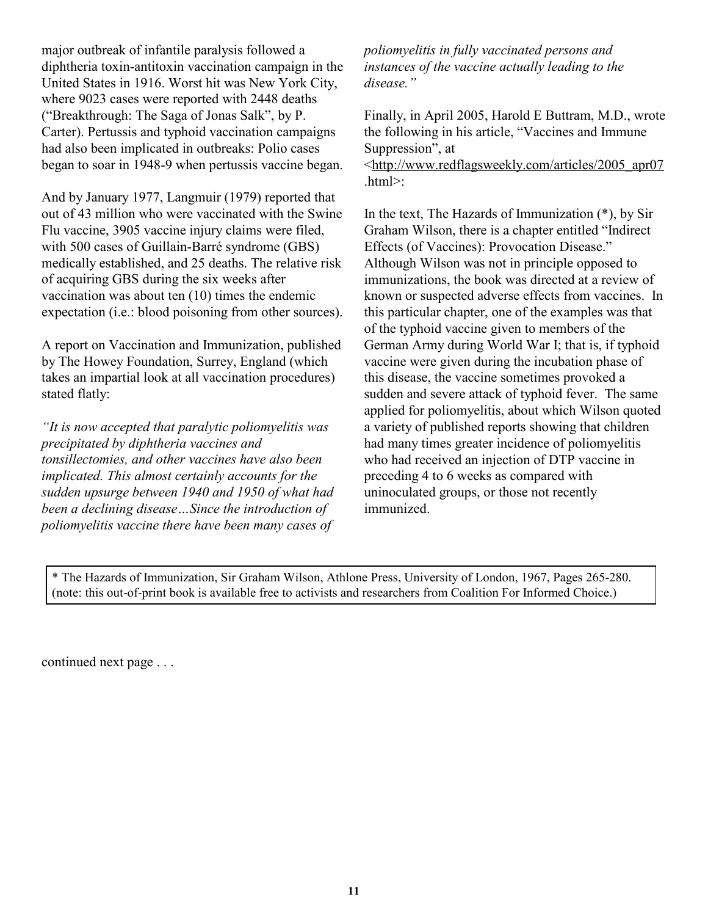major outbreak of infantile paralysis followed a diphtheria toxin-antitoxin vaccination campaign in the United States in 1916. Worst hit was New York City, where 9023 cases were reported with 2448 deaths ("Breakthrough: The Saga of Jonas Salk", by P. Carter). Pertussis and typhoid vaccination campaigns had also been implicated in outbreaks: Polio cases began to soar in 1948-9 when pertussis vaccine began.

And by January 1977, Langmuir (1979) reported that out of 43 million who were vaccinated with the Swine Flu vaccine, 3905 vaccine injury claims were filed, with 500 cases of Guillain-Barré syndrome (GBS) medically established, and 25 deaths. The relative risk of acquiring GBS during the six weeks after vaccination was about ten (10) times the endemic expectation (i.e.: blood poisoning from other sources).

A report on Vaccination and Immunization, published by The Howey Foundation, Surrey, England (which takes an impartial look at all vaccination procedures) stated flatly:

*"It is now accepted that paralytic poliomyelitis was precipitated by diphtheria vaccines and tonsillectomies, and other vaccines have also been implicated. This almost certainly accounts for the sudden upsurge between 1940 and 1950 of what had been a declining disease…Since the introduction of poliomyelitis vaccine there have been many cases of poliomyelitis in fully vaccinated persons and instances of the vaccine actually leading to the disease."*

Finally, in April 2005, Harold E Buttram, M.D., wrote the following in his article, "Vaccines and Immune Suppression", at <http://www.redflagsweekly.com/articles/2005_apr07.html>:

In the text, The Hazards of Immunization (*), by Sir Graham Wilson, there is a chapter entitled "Indirect Effects (of Vaccines): Provocation Disease." Although Wilson was not in principle opposed to immunizations, the book was directed at a review of known or suspected adverse effects from vaccines. In this particular chapter, one of the examples was that of the typhoid vaccine given to members of the German Army during World War I; that is, if typhoid vaccine were given during the incubation phase of this disease, the vaccine sometimes provoked a sudden and severe attack of typhoid fever. The same applied for poliomyelitis, about which Wilson quoted a variety of published reports showing that children had many times greater incidence of poliomyelitis who had received an injection of DTP vaccine in preceding 4 to 6 weeks as compared with uninoculated groups, or those not recently immunized.

* The Hazards of Immunization, Sir Graham Wilson, Athlone Press, University of London, 1967, Pages 265-280. (note: this out-of-print book is available free to activists and researchers from Coalition For Informed Choice.)

continued next page . . .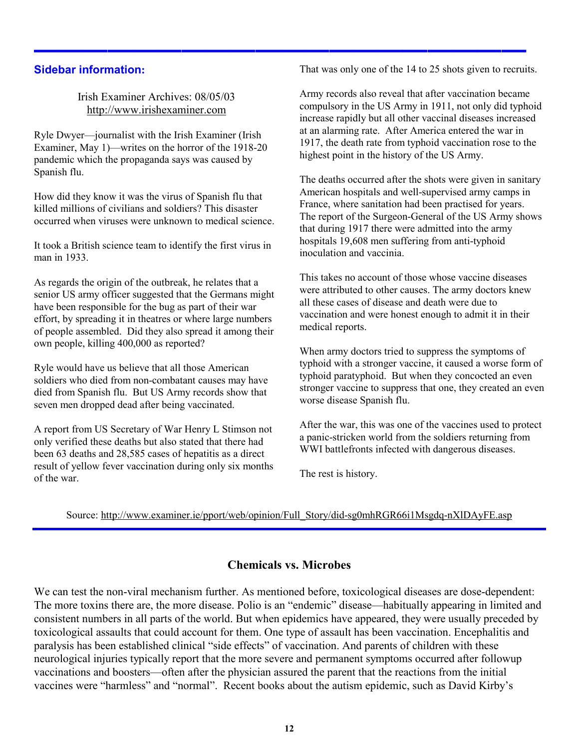**Sidebar information:**

Irish Examiner Archives: 08/05/03
http://www.irishexaminer.com

Ryle Dwyer—journalist with the Irish Examiner (Irish Examiner, May 1)—writes on the horror of the 1918-20 pandemic which the propaganda says was caused by Spanish flu.

How did they know it was the virus of Spanish flu that killed millions of civilians and soldiers? This disaster occurred when viruses were unknown to medical science.

It took a British science team to identify the first virus in man in 1933.

As regards the origin of the outbreak, he relates that a senior US army officer suggested that the Germans might have been responsible for the bug as part of their war effort, by spreading it in theatres or where large numbers of people assembled. Did they also spread it among their own people, killing 400,000 as reported?

Ryle would have us believe that all those American soldiers who died from non-combatant causes may have died from Spanish flu. But US Army records show that seven men dropped dead after being vaccinated.

A report from US Secretary of War Henry L Stimson not only verified these deaths but also stated that there had been 63 deaths and 28,585 cases of hepatitis as a direct result of yellow fever vaccination during only six months of the war.

That was only one of the 14 to 25 shots given to recruits.

Army records also reveal that after vaccination became compulsory in the US Army in 1911, not only did typhoid increase rapidly but all other vaccinal diseases increased at an alarming rate. After America entered the war in 1917, the death rate from typhoid vaccination rose to the highest point in the history of the US Army.

The deaths occurred after the shots were given in sanitary American hospitals and well-supervised army camps in France, where sanitation had been practised for years. The report of the Surgeon-General of the US Army shows that during 1917 there were admitted into the army hospitals 19,608 men suffering from anti-typhoid inoculation and vaccinia.

This takes no account of those whose vaccine diseases were attributed to other causes. The army doctors knew all these cases of disease and death were due to vaccination and were honest enough to admit it in their medical reports.

When army doctors tried to suppress the symptoms of typhoid with a stronger vaccine, it caused a worse form of typhoid paratyphoid. But when they concocted an even stronger vaccine to suppress that one, they created an even worse disease Spanish flu.

After the war, this was one of the vaccines used to protect a panic-stricken world from the soldiers returning from WWI battlefronts infected with dangerous diseases.

The rest is history.

Source: http://www.examiner.ie/pport/web/opinion/Full_Story/did-sg0mhRGR66i1Msgdq-nXlDAyFE.asp

## Chemicals vs. Microbes

We can test the non-viral mechanism further. As mentioned before, toxicological diseases are dose-dependent: The more toxins there are, the more disease. Polio is an "endemic" disease—habitually appearing in limited and consistent numbers in all parts of the world. But when epidemics have appeared, they were usually preceded by toxicological assaults that could account for them. One type of assault has been vaccination. Encephalitis and paralysis has been established clinical "side effects" of vaccination. And parents of children with these neurological injuries typically report that the more severe and permanent symptoms occurred after followup vaccinations and boosters—often after the physician assured the parent that the reactions from the initial vaccines were "harmless" and "normal". Recent books about the autism epidemic, such as David Kirby's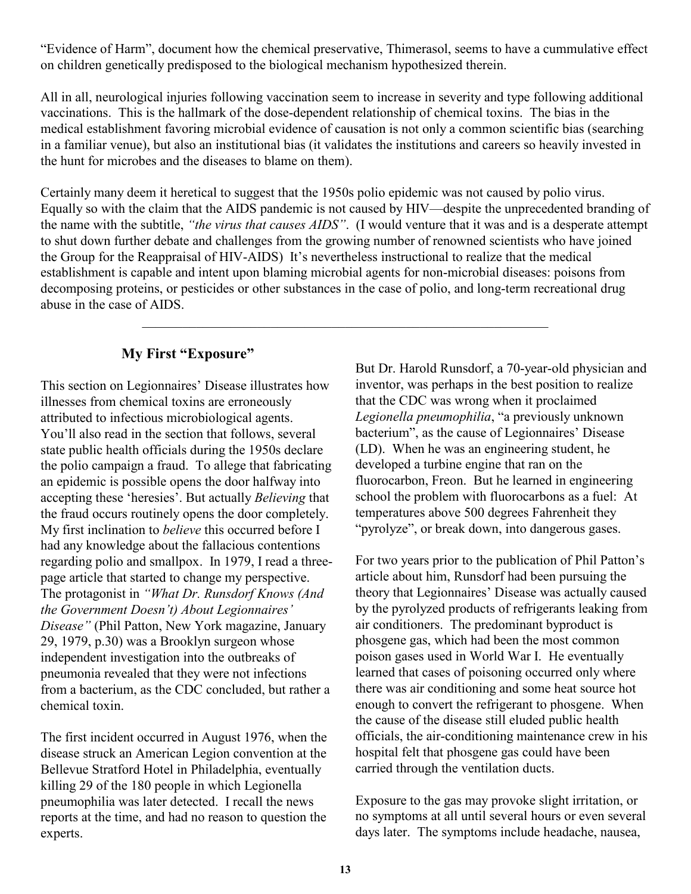"Evidence of Harm", document how the chemical preservative, Thimerasol, seems to have a cummulative effect on children genetically predisposed to the biological mechanism hypothesized therein.

All in all, neurological injuries following vaccination seem to increase in severity and type following additional vaccinations. This is the hallmark of the dose-dependent relationship of chemical toxins. The bias in the medical establishment favoring microbial evidence of causation is not only a common scientific bias (searching in a familiar venue), but also an institutional bias (it validates the institutions and careers so heavily invested in the hunt for microbes and the diseases to blame on them).

Certainly many deem it heretical to suggest that the 1950s polio epidemic was not caused by polio virus. Equally so with the claim that the AIDS pandemic is not caused by HIV—despite the unprecedented branding of the name with the subtitle, *"the virus that causes AIDS"*. (I would venture that it was and is a desperate attempt to shut down further debate and challenges from the growing number of renowned scientists who have joined the Group for the Reappraisal of HIV-AIDS) It's nevertheless instructional to realize that the medical establishment is capable and intent upon blaming microbial agents for non-microbial diseases: poisons from decomposing proteins, or pesticides or other substances in the case of polio, and long-term recreational drug abuse in the case of AIDS.

---

## My First "Exposure"

This section on Legionnaires' Disease illustrates how illnesses from chemical toxins are erroneously attributed to infectious microbiological agents. You'll also read in the section that follows, several state public health officials during the 1950s declare the polio campaign a fraud. To allege that fabricating an epidemic is possible opens the door halfway into accepting these 'heresies'. But actually *Believing* that the fraud occurs routinely opens the door completely. My first inclination to *believe* this occurred before I had any knowledge about the fallacious contentions regarding polio and smallpox. In 1979, I read a three-page article that started to change my perspective. The protagonist in *"What Dr. Runsdorf Knows (And the Government Doesn't) About Legionnaires' Disease"* (Phil Patton, New York magazine, January 29, 1979, p.30) was a Brooklyn surgeon whose independent investigation into the outbreaks of pneumonia revealed that they were not infections from a bacterium, as the CDC concluded, but rather a chemical toxin.

The first incident occurred in August 1976, when the disease struck an American Legion convention at the Bellevue Stratford Hotel in Philadelphia, eventually killing 29 of the 180 people in which Legionella pneumophilia was later detected. I recall the news reports at the time, and had no reason to question the experts.

But Dr. Harold Runsdorf, a 70-year-old physician and inventor, was perhaps in the best position to realize that the CDC was wrong when it proclaimed *Legionella pneumophilia*, "a previously unknown bacterium", as the cause of Legionnaires' Disease (LD). When he was an engineering student, he developed a turbine engine that ran on the fluorocarbon, Freon. But he learned in engineering school the problem with fluorocarbons as a fuel: At temperatures above 500 degrees Fahrenheit they "pyrolyze", or break down, into dangerous gases.

For two years prior to the publication of Phil Patton's article about him, Runsdorf had been pursuing the theory that Legionnaires' Disease was actually caused by the pyrolyzed products of refrigerants leaking from air conditioners. The predominant byproduct is phosgene gas, which had been the most common poison gases used in World War I. He eventually learned that cases of poisoning occurred only where there was air conditioning and some heat source hot enough to convert the refrigerant to phosgene. When the cause of the disease still eluded public health officials, the air-conditioning maintenance crew in his hospital felt that phosgene gas could have been carried through the ventilation ducts.

Exposure to the gas may provoke slight irritation, or no symptoms at all until several hours or even several days later. The symptoms include headache, nausea,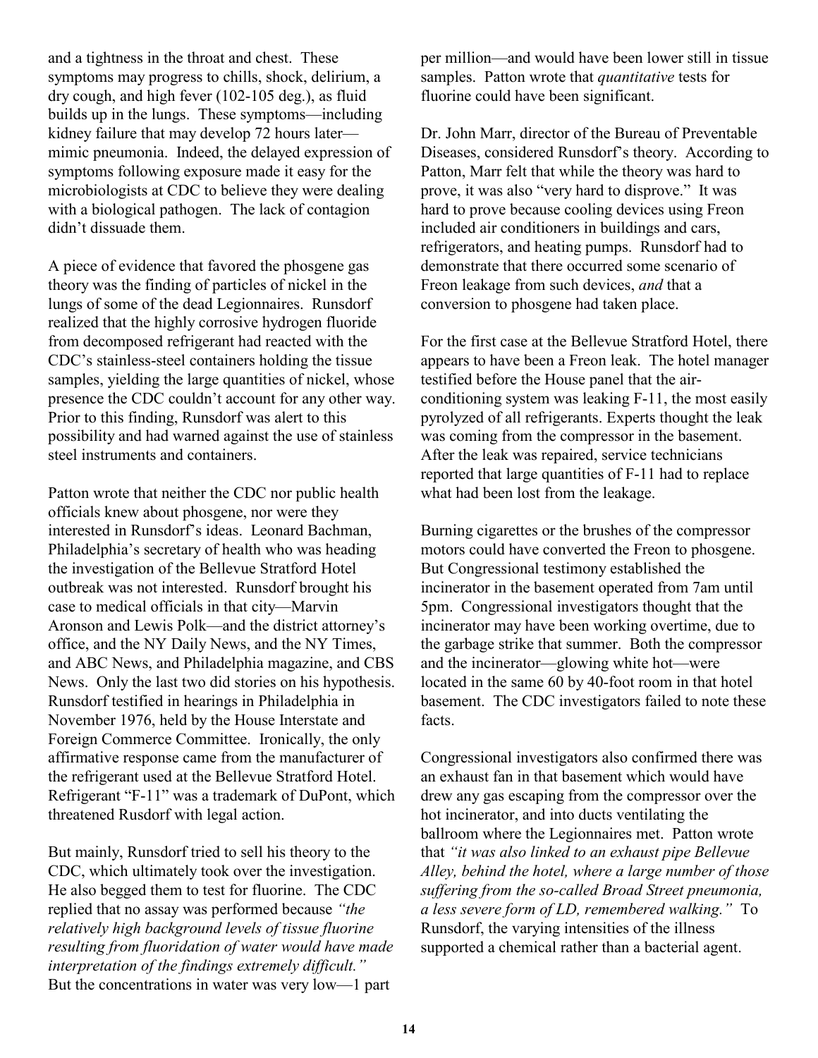and a tightness in the throat and chest. These symptoms may progress to chills, shock, delirium, a dry cough, and high fever (102-105 deg.), as fluid builds up in the lungs. These symptoms—including kidney failure that may develop 72 hours later—mimic pneumonia. Indeed, the delayed expression of symptoms following exposure made it easy for the microbiologists at CDC to believe they were dealing with a biological pathogen. The lack of contagion didn't dissuade them.

A piece of evidence that favored the phosgene gas theory was the finding of particles of nickel in the lungs of some of the dead Legionnaires. Runsdorf realized that the highly corrosive hydrogen fluoride from decomposed refrigerant had reacted with the CDC's stainless-steel containers holding the tissue samples, yielding the large quantities of nickel, whose presence the CDC couldn't account for any other way. Prior to this finding, Runsdorf was alert to this possibility and had warned against the use of stainless steel instruments and containers.

Patton wrote that neither the CDC nor public health officials knew about phosgene, nor were they interested in Runsdorf's ideas. Leonard Bachman, Philadelphia's secretary of health who was heading the investigation of the Bellevue Stratford Hotel outbreak was not interested. Runsdorf brought his case to medical officials in that city—Marvin Aronson and Lewis Polk—and the district attorney's office, and the NY Daily News, and the NY Times, and ABC News, and Philadelphia magazine, and CBS News. Only the last two did stories on his hypothesis. Runsdorf testified in hearings in Philadelphia in November 1976, held by the House Interstate and Foreign Commerce Committee. Ironically, the only affirmative response came from the manufacturer of the refrigerant used at the Bellevue Stratford Hotel. Refrigerant "F-11" was a trademark of DuPont, which threatened Rusdorf with legal action.

But mainly, Runsdorf tried to sell his theory to the CDC, which ultimately took over the investigation. He also begged them to test for fluorine. The CDC replied that no assay was performed because *"the relatively high background levels of tissue fluorine resulting from fluoridation of water would have made interpretation of the findings extremely difficult."* But the concentrations in water was very low—1 part per million—and would have been lower still in tissue samples. Patton wrote that *quantitative* tests for fluorine could have been significant.

Dr. John Marr, director of the Bureau of Preventable Diseases, considered Runsdorf's theory. According to Patton, Marr felt that while the theory was hard to prove, it was also "very hard to disprove." It was hard to prove because cooling devices using Freon included air conditioners in buildings and cars, refrigerators, and heating pumps. Runsdorf had to demonstrate that there occurred some scenario of Freon leakage from such devices, *and* that a conversion to phosgene had taken place.

For the first case at the Bellevue Stratford Hotel, there appears to have been a Freon leak. The hotel manager testified before the House panel that the air-conditioning system was leaking F-11, the most easily pyrolyzed of all refrigerants. Experts thought the leak was coming from the compressor in the basement. After the leak was repaired, service technicians reported that large quantities of F-11 had to replace what had been lost from the leakage.

Burning cigarettes or the brushes of the compressor motors could have converted the Freon to phosgene. But Congressional testimony established the incinerator in the basement operated from 7am until 5pm. Congressional investigators thought that the incinerator may have been working overtime, due to the garbage strike that summer. Both the compressor and the incinerator—glowing white hot—were located in the same 60 by 40-foot room in that hotel basement. The CDC investigators failed to note these facts.

Congressional investigators also confirmed there was an exhaust fan in that basement which would have drew any gas escaping from the compressor over the hot incinerator, and into ducts ventilating the ballroom where the Legionnaires met. Patton wrote that *"it was also linked to an exhaust pipe Bellevue Alley, behind the hotel, where a large number of those suffering from the so-called Broad Street pneumonia, a less severe form of LD, remembered walking."* To Runsdorf, the varying intensities of the illness supported a chemical rather than a bacterial agent.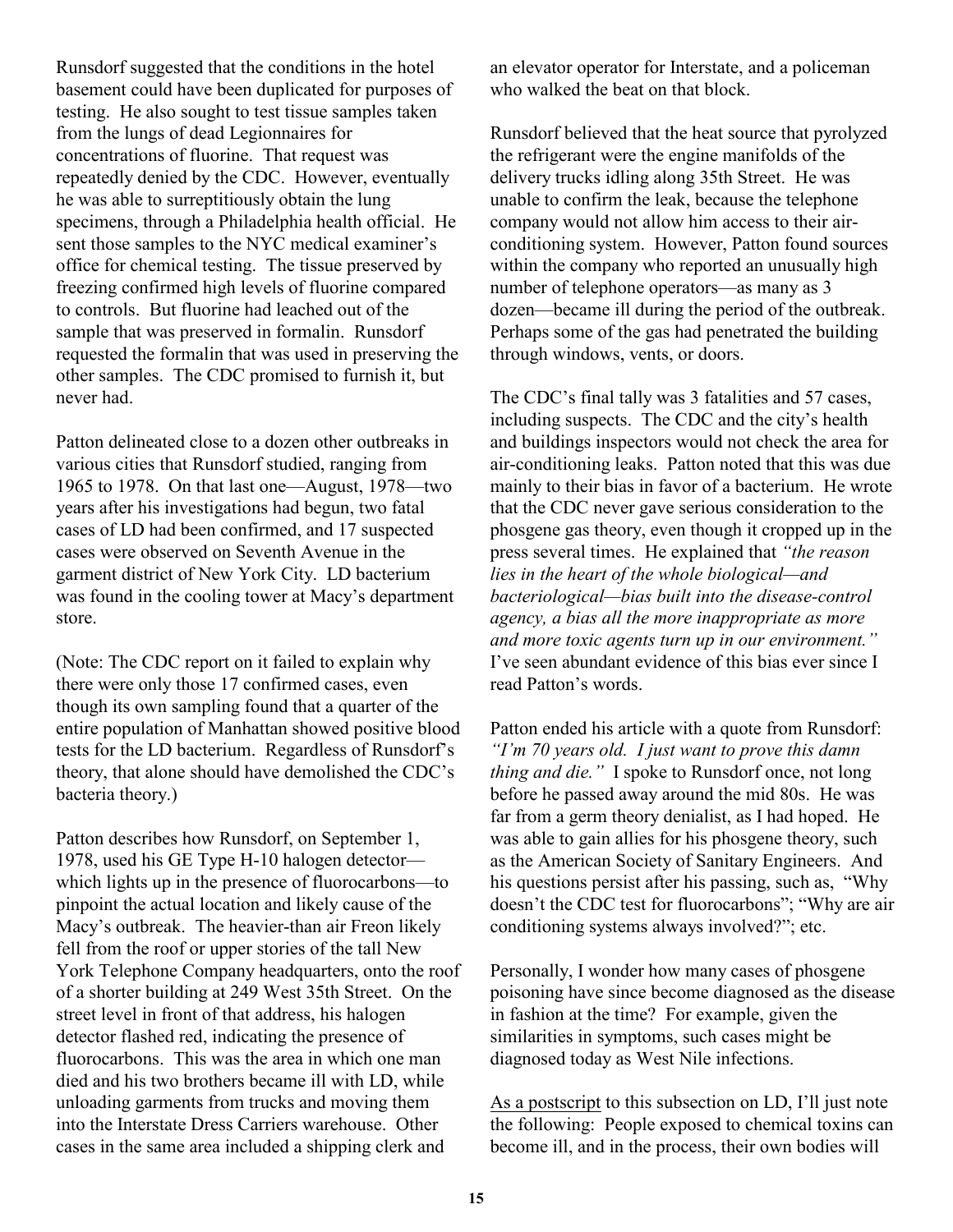Runsdorf suggested that the conditions in the hotel basement could have been duplicated for purposes of testing. He also sought to test tissue samples taken from the lungs of dead Legionnaires for concentrations of fluorine. That request was repeatedly denied by the CDC. However, eventually he was able to surreptitiously obtain the lung specimens, through a Philadelphia health official. He sent those samples to the NYC medical examiner's office for chemical testing. The tissue preserved by freezing confirmed high levels of fluorine compared to controls. But fluorine had leached out of the sample that was preserved in formalin. Runsdorf requested the formalin that was used in preserving the other samples. The CDC promised to furnish it, but never had.

Patton delineated close to a dozen other outbreaks in various cities that Runsdorf studied, ranging from 1965 to 1978. On that last one—August, 1978—two years after his investigations had begun, two fatal cases of LD had been confirmed, and 17 suspected cases were observed on Seventh Avenue in the garment district of New York City. LD bacterium was found in the cooling tower at Macy's department store.

(Note: The CDC report on it failed to explain why there were only those 17 confirmed cases, even though its own sampling found that a quarter of the entire population of Manhattan showed positive blood tests for the LD bacterium. Regardless of Runsdorf's theory, that alone should have demolished the CDC's bacteria theory.)

Patton describes how Runsdorf, on September 1, 1978, used his GE Type H-10 halogen detector—which lights up in the presence of fluorocarbons—to pinpoint the actual location and likely cause of the Macy's outbreak. The heavier-than air Freon likely fell from the roof or upper stories of the tall New York Telephone Company headquarters, onto the roof of a shorter building at 249 West 35th Street. On the street level in front of that address, his halogen detector flashed red, indicating the presence of fluorocarbons. This was the area in which one man died and his two brothers became ill with LD, while unloading garments from trucks and moving them into the Interstate Dress Carriers warehouse. Other cases in the same area included a shipping clerk and an elevator operator for Interstate, and a policeman who walked the beat on that block.

Runsdorf believed that the heat source that pyrolyzed the refrigerant were the engine manifolds of the delivery trucks idling along 35th Street. He was unable to confirm the leak, because the telephone company would not allow him access to their air-conditioning system. However, Patton found sources within the company who reported an unusually high number of telephone operators—as many as 3 dozen—became ill during the period of the outbreak. Perhaps some of the gas had penetrated the building through windows, vents, or doors.

The CDC's final tally was 3 fatalities and 57 cases, including suspects. The CDC and the city's health and buildings inspectors would not check the area for air-conditioning leaks. Patton noted that this was due mainly to their bias in favor of a bacterium. He wrote that the CDC never gave serious consideration to the phosgene gas theory, even though it cropped up in the press several times. He explained that *"the reason lies in the heart of the whole biological—and bacteriological—bias built into the disease-control agency, a bias all the more inappropriate as more and more toxic agents turn up in our environment."* I've seen abundant evidence of this bias ever since I read Patton's words.

Patton ended his article with a quote from Runsdorf: *"I'm 70 years old. I just want to prove this damn thing and die."* I spoke to Runsdorf once, not long before he passed away around the mid 80s. He was far from a germ theory denialist, as I had hoped. He was able to gain allies for his phosgene theory, such as the American Society of Sanitary Engineers. And his questions persist after his passing, such as, "Why doesn't the CDC test for fluorocarbons"; "Why are air conditioning systems always involved?"; etc.

Personally, I wonder how many cases of phosgene poisoning have since become diagnosed as the disease in fashion at the time? For example, given the similarities in symptoms, such cases might be diagnosed today as West Nile infections.

<u>As a postscript</u> to this subsection on LD, I'll just note the following: People exposed to chemical toxins can become ill, and in the process, their own bodies will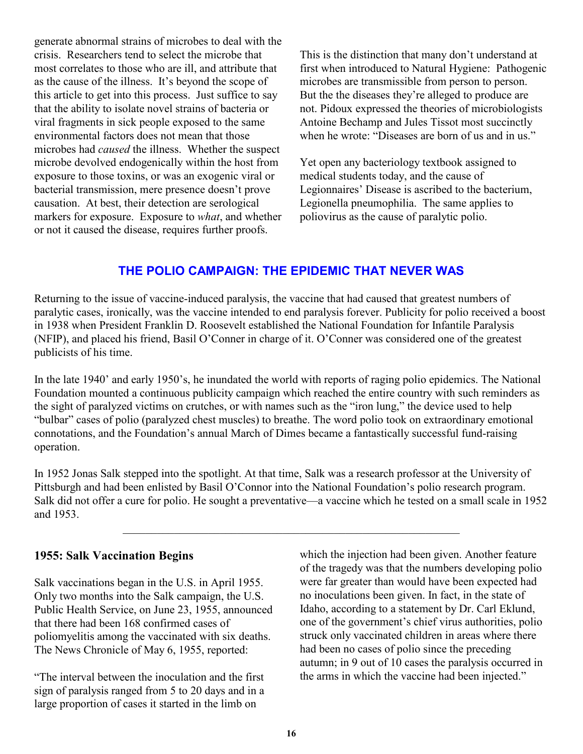generate abnormal strains of microbes to deal with the crisis. Researchers tend to select the microbe that most correlates to those who are ill, and attribute that as the cause of the illness. It's beyond the scope of this article to get into this process. Just suffice to say that the ability to isolate novel strains of bacteria or viral fragments in sick people exposed to the same environmental factors does not mean that those microbes had *caused* the illness. Whether the suspect microbe devolved endogenically within the host from exposure to those toxins, or was an exogenic viral or bacterial transmission, mere presence doesn't prove causation. At best, their detection are serological markers for exposure. Exposure to *what*, and whether or not it caused the disease, requires further proofs.

This is the distinction that many don't understand at first when introduced to Natural Hygiene: Pathogenic microbes are transmissible from person to person. But the the diseases they're alleged to produce are not. Pidoux expressed the theories of microbiologists Antoine Bechamp and Jules Tissot most succinctly when he wrote: "Diseases are born of us and in us."

Yet open any bacteriology textbook assigned to medical students today, and the cause of Legionnaires' Disease is ascribed to the bacterium, Legionella pneumophilia. The same applies to poliovirus as the cause of paralytic polio.

## THE POLIO CAMPAIGN: THE EPIDEMIC THAT NEVER WAS

Returning to the issue of vaccine-induced paralysis, the vaccine that had caused that greatest numbers of paralytic cases, ironically, was the vaccine intended to end paralysis forever. Publicity for polio received a boost in 1938 when President Franklin D. Roosevelt established the National Foundation for Infantile Paralysis (NFIP), and placed his friend, Basil O'Conner in charge of it. O'Conner was considered one of the greatest publicists of his time.

In the late 1940' and early 1950's, he inundated the world with reports of raging polio epidemics. The National Foundation mounted a continuous publicity campaign which reached the entire country with such reminders as the sight of paralyzed victims on crutches, or with names such as the "iron lung," the device used to help "bulbar" cases of polio (paralyzed chest muscles) to breathe. The word polio took on extraordinary emotional connotations, and the Foundation's annual March of Dimes became a fantastically successful fund-raising operation.

In 1952 Jonas Salk stepped into the spotlight. At that time, Salk was a research professor at the University of Pittsburgh and had been enlisted by Basil O'Connor into the National Foundation's polio research program. Salk did not offer a cure for polio. He sought a preventative—a vaccine which he tested on a small scale in 1952 and 1953.

---

### 1955: Salk Vaccination Begins

Salk vaccinations began in the U.S. in April 1955. Only two months into the Salk campaign, the U.S. Public Health Service, on June 23, 1955, announced that there had been 168 confirmed cases of poliomyelitis among the vaccinated with six deaths. The News Chronicle of May 6, 1955, reported:

"The interval between the inoculation and the first sign of paralysis ranged from 5 to 20 days and in a large proportion of cases it started in the limb on which the injection had been given. Another feature of the tragedy was that the numbers developing polio were far greater than would have been expected had no inoculations been given. In fact, in the state of Idaho, according to a statement by Dr. Carl Eklund, one of the government's chief virus authorities, polio struck only vaccinated children in areas where there had been no cases of polio since the preceding autumn; in 9 out of 10 cases the paralysis occurred in the arms in which the vaccine had been injected."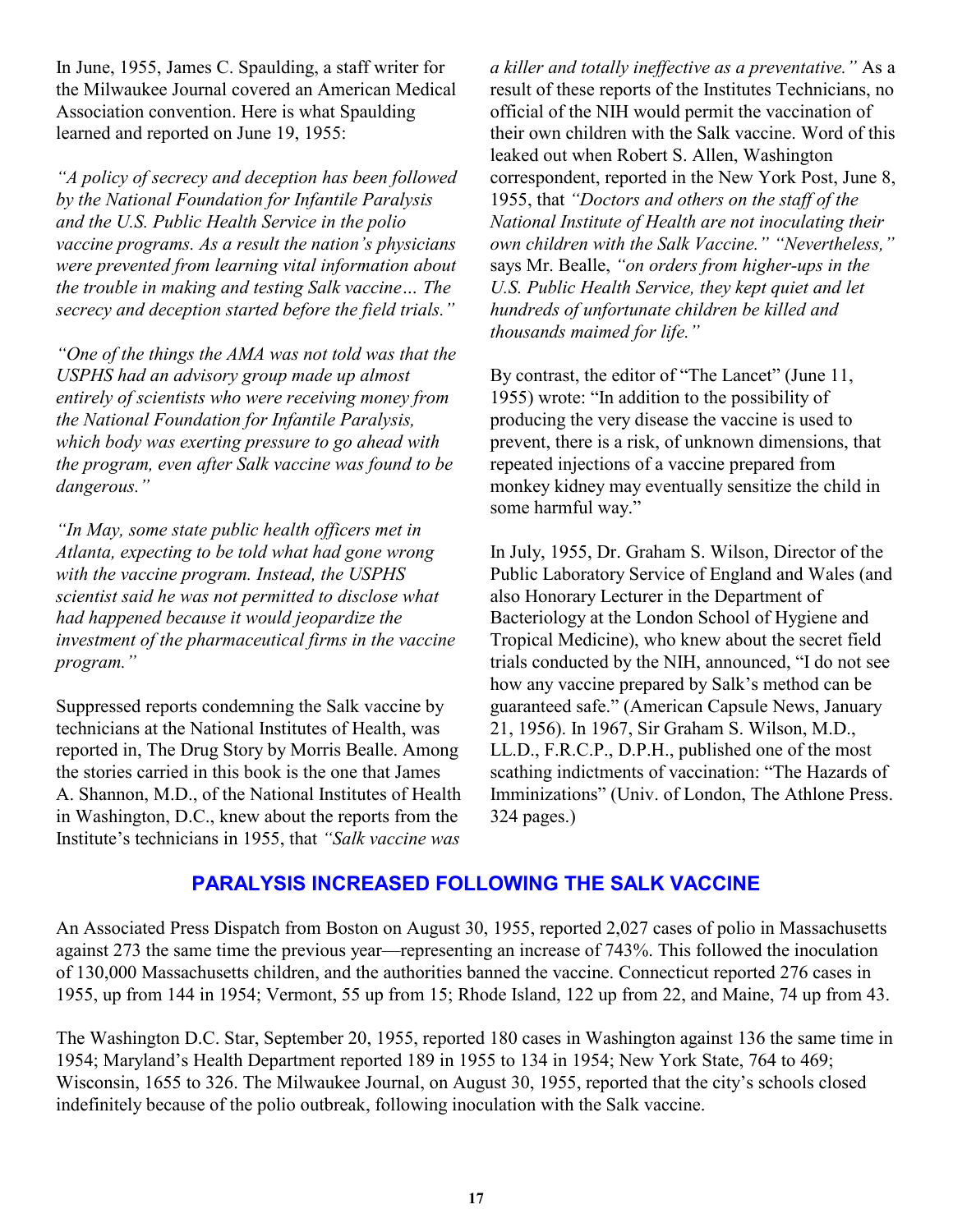In June, 1955, James C. Spaulding, a staff writer for the Milwaukee Journal covered an American Medical Association convention. Here is what Spaulding learned and reported on June 19, 1955:

*"A policy of secrecy and deception has been followed by the National Foundation for Infantile Paralysis and the U.S. Public Health Service in the polio vaccine programs. As a result the nation's physicians were prevented from learning vital information about the trouble in making and testing Salk vaccine… The secrecy and deception started before the field trials."*

*"One of the things the AMA was not told was that the USPHS had an advisory group made up almost entirely of scientists who were receiving money from the National Foundation for Infantile Paralysis, which body was exerting pressure to go ahead with the program, even after Salk vaccine was found to be dangerous."*

*"In May, some state public health officers met in Atlanta, expecting to be told what had gone wrong with the vaccine program. Instead, the USPHS scientist said he was not permitted to disclose what had happened because it would jeopardize the investment of the pharmaceutical firms in the vaccine program."*

Suppressed reports condemning the Salk vaccine by technicians at the National Institutes of Health, was reported in, The Drug Story by Morris Bealle. Among the stories carried in this book is the one that James A. Shannon, M.D., of the National Institutes of Health in Washington, D.C., knew about the reports from the Institute's technicians in 1955, that *"Salk vaccine was a killer and totally ineffective as a preventative."* As a result of these reports of the Institutes Technicians, no official of the NIH would permit the vaccination of their own children with the Salk vaccine. Word of this leaked out when Robert S. Allen, Washington correspondent, reported in the New York Post, June 8, 1955, that *"Doctors and others on the staff of the National Institute of Health are not inoculating their own children with the Salk Vaccine." "Nevertheless,"* says Mr. Bealle, *"on orders from higher-ups in the U.S. Public Health Service, they kept quiet and let hundreds of unfortunate children be killed and thousands maimed for life."*

By contrast, the editor of "The Lancet" (June 11, 1955) wrote: "In addition to the possibility of producing the very disease the vaccine is used to prevent, there is a risk, of unknown dimensions, that repeated injections of a vaccine prepared from monkey kidney may eventually sensitize the child in some harmful way."

In July, 1955, Dr. Graham S. Wilson, Director of the Public Laboratory Service of England and Wales (and also Honorary Lecturer in the Department of Bacteriology at the London School of Hygiene and Tropical Medicine), who knew about the secret field trials conducted by the NIH, announced, "I do not see how any vaccine prepared by Salk's method can be guaranteed safe." (American Capsule News, January 21, 1956). In 1967, Sir Graham S. Wilson, M.D., LL.D., F.R.C.P., D.P.H., published one of the most scathing indictments of vaccination: "The Hazards of Imminizations" (Univ. of London, The Athlone Press. 324 pages.)

## PARALYSIS INCREASED FOLLOWING THE SALK VACCINE

An Associated Press Dispatch from Boston on August 30, 1955, reported 2,027 cases of polio in Massachusetts against 273 the same time the previous year—representing an increase of 743%. This followed the inoculation of 130,000 Massachusetts children, and the authorities banned the vaccine. Connecticut reported 276 cases in 1955, up from 144 in 1954; Vermont, 55 up from 15; Rhode Island, 122 up from 22, and Maine, 74 up from 43.

The Washington D.C. Star, September 20, 1955, reported 180 cases in Washington against 136 the same time in 1954; Maryland's Health Department reported 189 in 1955 to 134 in 1954; New York State, 764 to 469; Wisconsin, 1655 to 326. The Milwaukee Journal, on August 30, 1955, reported that the city's schools closed indefinitely because of the polio outbreak, following inoculation with the Salk vaccine.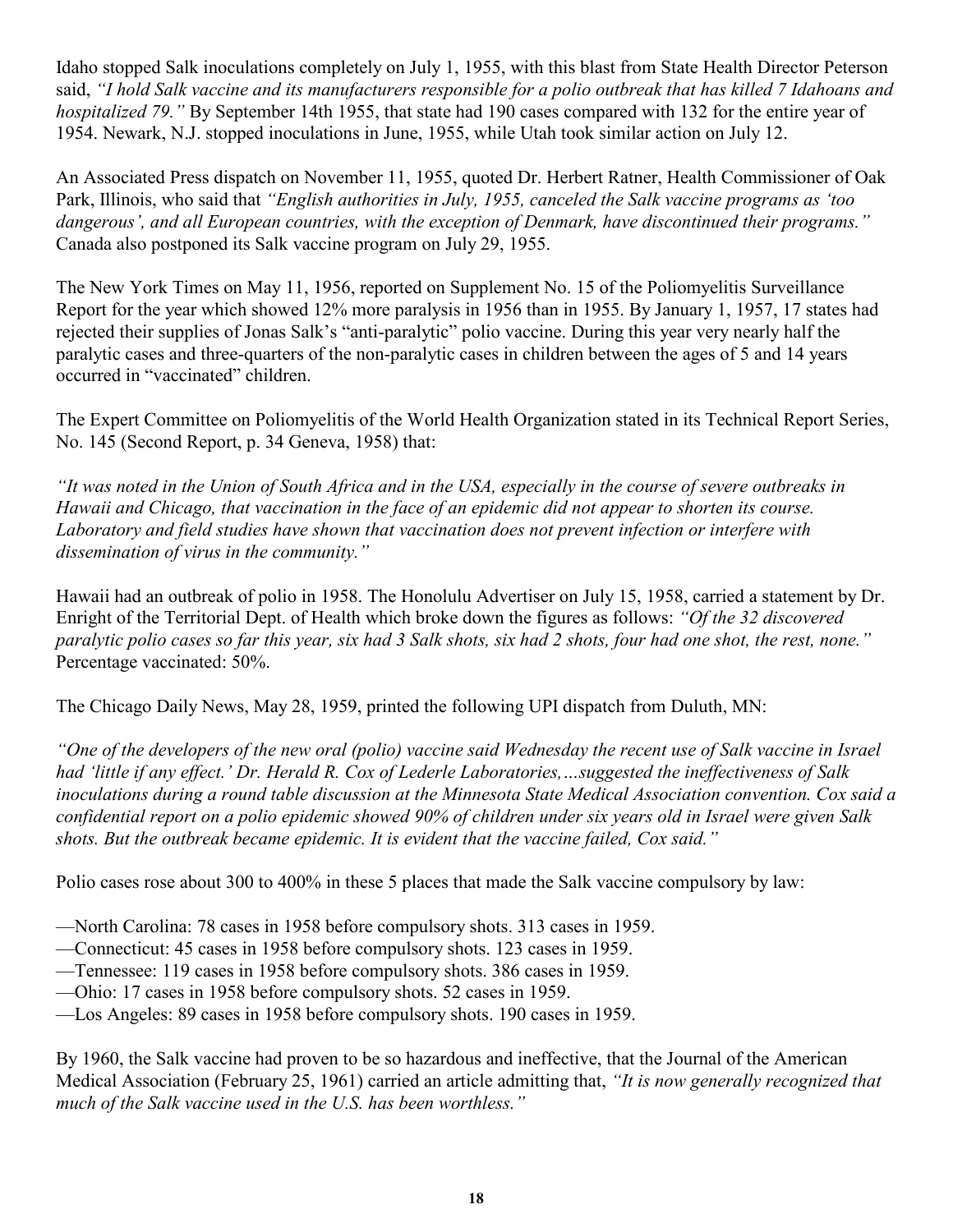Idaho stopped Salk inoculations completely on July 1, 1955, with this blast from State Health Director Peterson said, *"I hold Salk vaccine and its manufacturers responsible for a polio outbreak that has killed 7 Idahoans and hospitalized 79."* By September 14th 1955, that state had 190 cases compared with 132 for the entire year of 1954. Newark, N.J. stopped inoculations in June, 1955, while Utah took similar action on July 12.

An Associated Press dispatch on November 11, 1955, quoted Dr. Herbert Ratner, Health Commissioner of Oak Park, Illinois, who said that *"English authorities in July, 1955, canceled the Salk vaccine programs as 'too dangerous', and all European countries, with the exception of Denmark, have discontinued their programs."* Canada also postponed its Salk vaccine program on July 29, 1955.

The New York Times on May 11, 1956, reported on Supplement No. 15 of the Poliomyelitis Surveillance Report for the year which showed 12% more paralysis in 1956 than in 1955. By January 1, 1957, 17 states had rejected their supplies of Jonas Salk's "anti-paralytic" polio vaccine. During this year very nearly half the paralytic cases and three-quarters of the non-paralytic cases in children between the ages of 5 and 14 years occurred in "vaccinated" children.

The Expert Committee on Poliomyelitis of the World Health Organization stated in its Technical Report Series, No. 145 (Second Report, p. 34 Geneva, 1958) that:

*"It was noted in the Union of South Africa and in the USA, especially in the course of severe outbreaks in Hawaii and Chicago, that vaccination in the face of an epidemic did not appear to shorten its course. Laboratory and field studies have shown that vaccination does not prevent infection or interfere with dissemination of virus in the community."*

Hawaii had an outbreak of polio in 1958. The Honolulu Advertiser on July 15, 1958, carried a statement by Dr. Enright of the Territorial Dept. of Health which broke down the figures as follows: *"Of the 32 discovered paralytic polio cases so far this year, six had 3 Salk shots, six had 2 shots, four had one shot, the rest, none."* Percentage vaccinated: 50%.

The Chicago Daily News, May 28, 1959, printed the following UPI dispatch from Duluth, MN:

*"One of the developers of the new oral (polio) vaccine said Wednesday the recent use of Salk vaccine in Israel had 'little if any effect.' Dr. Herald R. Cox of Lederle Laboratories,…suggested the ineffectiveness of Salk inoculations during a round table discussion at the Minnesota State Medical Association convention. Cox said a confidential report on a polio epidemic showed 90% of children under six years old in Israel were given Salk shots. But the outbreak became epidemic. It is evident that the vaccine failed, Cox said."*

Polio cases rose about 300 to 400% in these 5 places that made the Salk vaccine compulsory by law:

—North Carolina: 78 cases in 1958 before compulsory shots. 313 cases in 1959.
—Connecticut: 45 cases in 1958 before compulsory shots. 123 cases in 1959.
—Tennessee: 119 cases in 1958 before compulsory shots. 386 cases in 1959.
—Ohio: 17 cases in 1958 before compulsory shots. 52 cases in 1959.
—Los Angeles: 89 cases in 1958 before compulsory shots. 190 cases in 1959.

By 1960, the Salk vaccine had proven to be so hazardous and ineffective, that the Journal of the American Medical Association (February 25, 1961) carried an article admitting that, *"It is now generally recognized that much of the Salk vaccine used in the U.S. has been worthless."*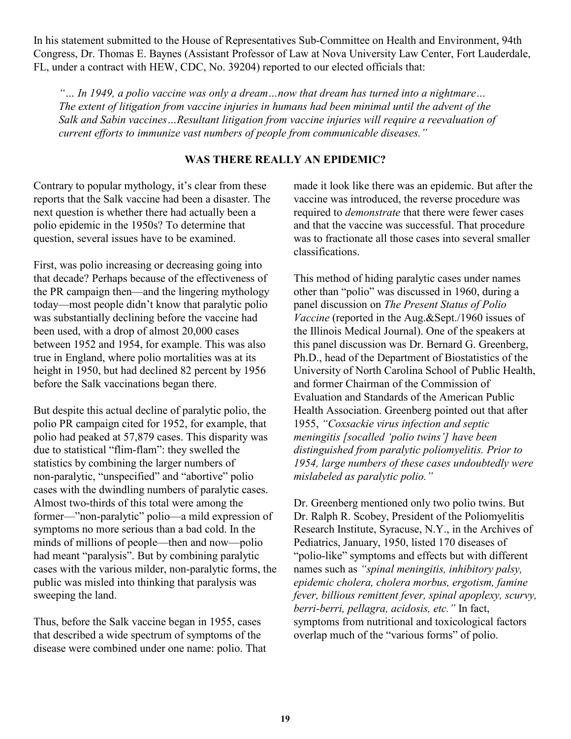In his statement submitted to the House of Representatives Sub-Committee on Health and Environment, 94th Congress, Dr. Thomas E. Baynes (Assistant Professor of Law at Nova University Law Center, Fort Lauderdale, FL, under a contract with HEW, CDC, No. 39204) reported to our elected officials that:

> *"… In 1949, a polio vaccine was only a dream…now that dream has turned into a nightmare… The extent of litigation from vaccine injuries in humans had been minimal until the advent of the Salk and Sabin vaccines…Resultant litigation from vaccine injuries will require a reevaluation of current efforts to immunize vast numbers of people from communicable diseases."*

**WAS THERE REALLY AN EPIDEMIC?**

Contrary to popular mythology, it's clear from these reports that the Salk vaccine had been a disaster. The next question is whether there had actually been a polio epidemic in the 1950s? To determine that question, several issues have to be examined.

First, was polio increasing or decreasing going into that decade? Perhaps because of the effectiveness of the PR campaign then—and the lingering mythology today—most people didn't know that paralytic polio was substantially declining before the vaccine had been used, with a drop of almost 20,000 cases between 1952 and 1954, for example. This was also true in England, where polio mortalities was at its height in 1950, but had declined 82 percent by 1956 before the Salk vaccinations began there.

But despite this actual decline of paralytic polio, the polio PR campaign cited for 1952, for example, that polio had peaked at 57,879 cases. This disparity was due to statistical "flim-flam": they swelled the statistics by combining the larger numbers of non-paralytic, "unspecified" and "abortive" polio cases with the dwindling numbers of paralytic cases. Almost two-thirds of this total were among the former—"non-paralytic" polio—a mild expression of symptoms no more serious than a bad cold. In the minds of millions of people—then and now—polio had meant "paralysis". But by combining paralytic cases with the various milder, non-paralytic forms, the public was misled into thinking that paralysis was sweeping the land.

Thus, before the Salk vaccine began in 1955, cases that described a wide spectrum of symptoms of the disease were combined under one name: polio. That made it look like there was an epidemic. But after the vaccine was introduced, the reverse procedure was required to *demonstrate* that there were fewer cases and that the vaccine was successful. That procedure was to fractionate all those cases into several smaller classifications.

This method of hiding paralytic cases under names other than "polio" was discussed in 1960, during a panel discussion on *The Present Status of Polio Vaccine* (reported in the Aug.&Sept./1960 issues of the Illinois Medical Journal). One of the speakers at this panel discussion was Dr. Bernard G. Greenberg, Ph.D., head of the Department of Biostatistics of the University of North Carolina School of Public Health, and former Chairman of the Commission of Evaluation and Standards of the American Public Health Association. Greenberg pointed out that after 1955, *"Coxsackie virus infection and septic meningitis [socalled 'polio twins'] have been distinguished from paralytic poliomyelitis. Prior to 1954, large numbers of these cases undoubtedly were mislabeled as paralytic polio."*

Dr. Greenberg mentioned only two polio twins. But Dr. Ralph R. Scobey, President of the Poliomyelitis Research Institute, Syracuse, N.Y., in the Archives of Pediatrics, January, 1950, listed 170 diseases of "polio-like" symptoms and effects but with different names such as *"spinal meningitis, inhibitory palsy, epidemic cholera, cholera morbus, ergotism, famine fever, billious remittent fever, spinal apoplexy, scurvy, berri-berri, pellagra, acidosis, etc."* In fact, symptoms from nutritional and toxicological factors overlap much of the "various forms" of polio.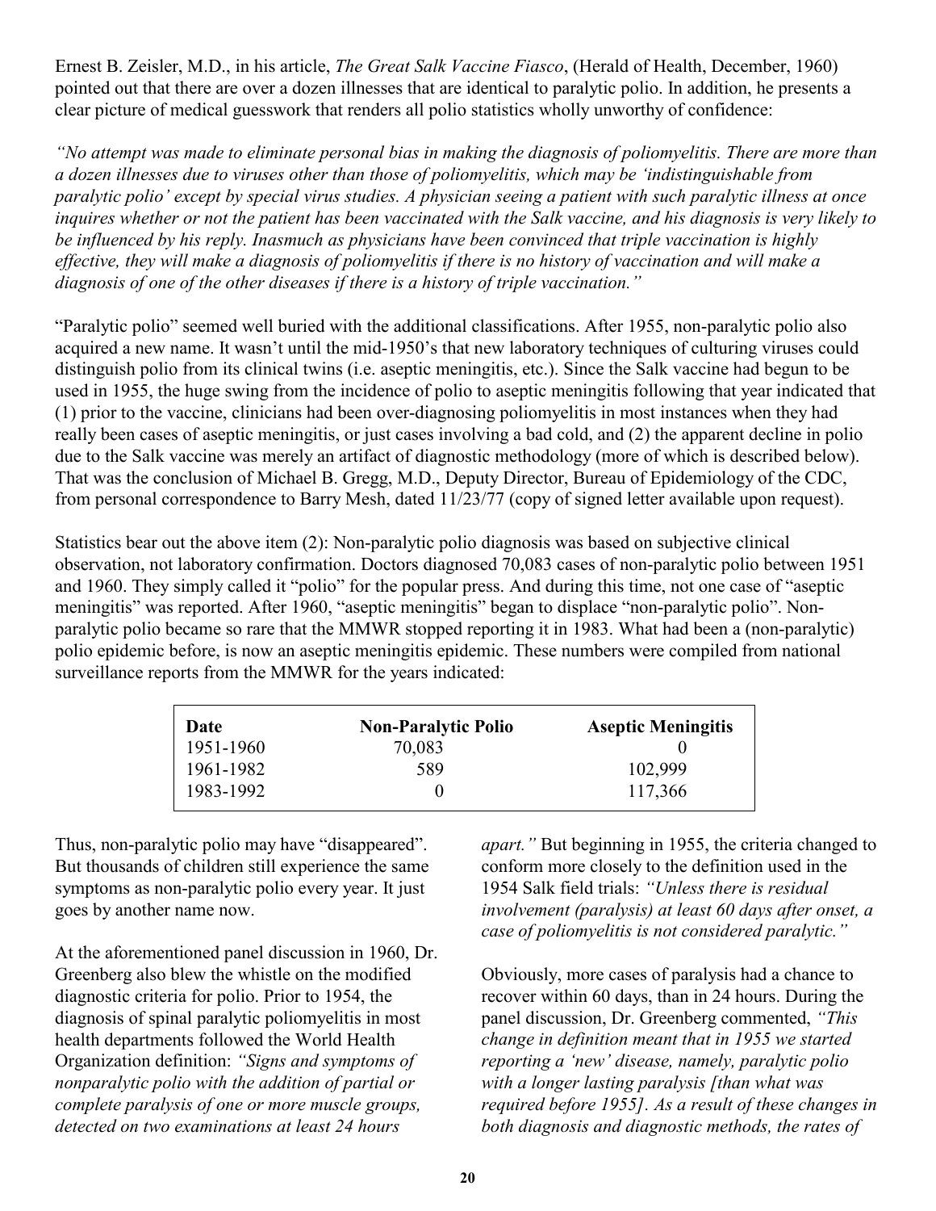Ernest B. Zeisler, M.D., in his article, *The Great Salk Vaccine Fiasco*, (Herald of Health, December, 1960) pointed out that there are over a dozen illnesses that are identical to paralytic polio. In addition, he presents a clear picture of medical guesswork that renders all polio statistics wholly unworthy of confidence:

*"No attempt was made to eliminate personal bias in making the diagnosis of poliomyelitis. There are more than a dozen illnesses due to viruses other than those of poliomyelitis, which may be 'indistinguishable from paralytic polio' except by special virus studies. A physician seeing a patient with such paralytic illness at once inquires whether or not the patient has been vaccinated with the Salk vaccine, and his diagnosis is very likely to be influenced by his reply. Inasmuch as physicians have been convinced that triple vaccination is highly effective, they will make a diagnosis of poliomyelitis if there is no history of vaccination and will make a diagnosis of one of the other diseases if there is a history of triple vaccination."*

"Paralytic polio" seemed well buried with the additional classifications. After 1955, non-paralytic polio also acquired a new name. It wasn't until the mid-1950's that new laboratory techniques of culturing viruses could distinguish polio from its clinical twins (i.e. aseptic meningitis, etc.). Since the Salk vaccine had begun to be used in 1955, the huge swing from the incidence of polio to aseptic meningitis following that year indicated that (1) prior to the vaccine, clinicians had been over-diagnosing poliomyelitis in most instances when they had really been cases of aseptic meningitis, or just cases involving a bad cold, and (2) the apparent decline in polio due to the Salk vaccine was merely an artifact of diagnostic methodology (more of which is described below). That was the conclusion of Michael B. Gregg, M.D., Deputy Director, Bureau of Epidemiology of the CDC, from personal correspondence to Barry Mesh, dated 11/23/77 (copy of signed letter available upon request).

Statistics bear out the above item (2): Non-paralytic polio diagnosis was based on subjective clinical observation, not laboratory confirmation. Doctors diagnosed 70,083 cases of non-paralytic polio between 1951 and 1960. They simply called it "polio" for the popular press. And during this time, not one case of "aseptic meningitis" was reported. After 1960, "aseptic meningitis" began to displace "non-paralytic polio". Non-paralytic polio became so rare that the MMWR stopped reporting it in 1983. What had been a (non-paralytic) polio epidemic before, is now an aseptic meningitis epidemic. These numbers were compiled from national surveillance reports from the MMWR for the years indicated:

| Date | Non-Paralytic Polio | Aseptic Meningitis |
|---|---|---|
| 1951-1960 | 70,083 | 0 |
| 1961-1982 | 589 | 102,999 |
| 1983-1992 | 0 | 117,366 |

Thus, non-paralytic polio may have "disappeared". But thousands of children still experience the same symptoms as non-paralytic polio every year. It just goes by another name now.

At the aforementioned panel discussion in 1960, Dr. Greenberg also blew the whistle on the modified diagnostic criteria for polio. Prior to 1954, the diagnosis of spinal paralytic poliomyelitis in most health departments followed the World Health Organization definition: *"Signs and symptoms of nonparalytic polio with the addition of partial or complete paralysis of one or more muscle groups, detected on two examinations at least 24 hours apart."* But beginning in 1955, the criteria changed to conform more closely to the definition used in the 1954 Salk field trials: *"Unless there is residual involvement (paralysis) at least 60 days after onset, a case of poliomyelitis is not considered paralytic."*

Obviously, more cases of paralysis had a chance to recover within 60 days, than in 24 hours. During the panel discussion, Dr. Greenberg commented, *"This change in definition meant that in 1955 we started reporting a 'new' disease, namely, paralytic polio with a longer lasting paralysis [than what was required before 1955]. As a result of these changes in both diagnosis and diagnostic methods, the rates of*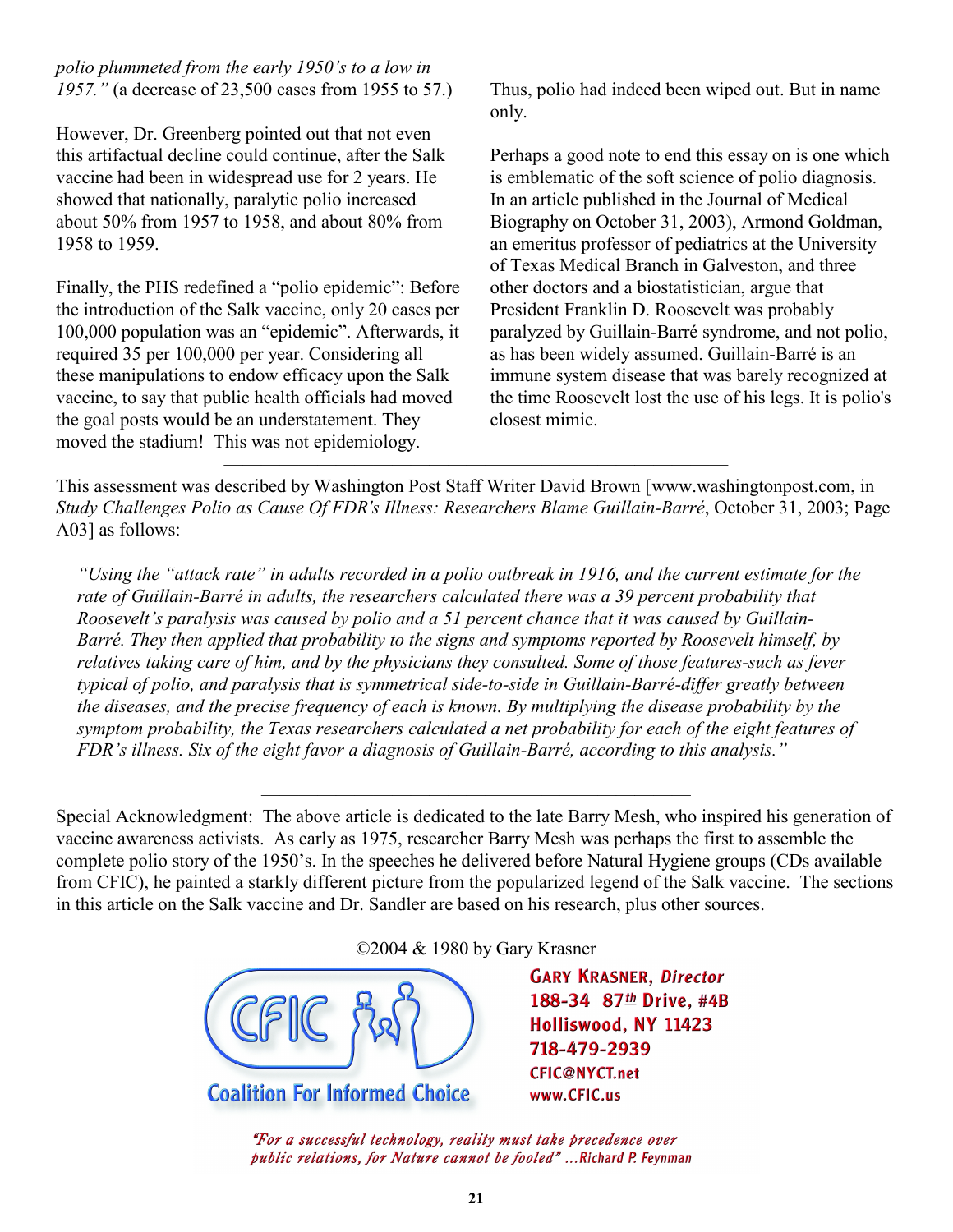*polio plummeted from the early 1950's to a low in 1957."* (a decrease of 23,500 cases from 1955 to 57.)

However, Dr. Greenberg pointed out that not even this artifactual decline could continue, after the Salk vaccine had been in widespread use for 2 years. He showed that nationally, paralytic polio increased about 50% from 1957 to 1958, and about 80% from 1958 to 1959.

Finally, the PHS redefined a "polio epidemic": Before the introduction of the Salk vaccine, only 20 cases per 100,000 population was an "epidemic". Afterwards, it required 35 per 100,000 per year. Considering all these manipulations to endow efficacy upon the Salk vaccine, to say that public health officials had moved the goal posts would be an understatement. They moved the stadium! This was not epidemiology.

Thus, polio had indeed been wiped out. But in name only.

Perhaps a good note to end this essay on is one which is emblematic of the soft science of polio diagnosis. In an article published in the Journal of Medical Biography on October 31, 2003), Armond Goldman, an emeritus professor of pediatrics at the University of Texas Medical Branch in Galveston, and three other doctors and a biostatistician, argue that President Franklin D. Roosevelt was probably paralyzed by Guillain-Barré syndrome, and not polio, as has been widely assumed. Guillain-Barré is an immune system disease that was barely recognized at the time Roosevelt lost the use of his legs. It is polio's closest mimic.

---

This assessment was described by Washington Post Staff Writer David Brown [www.washingtonpost.com, in *Study Challenges Polio as Cause Of FDR's Illness: Researchers Blame Guillain-Barré*, October 31, 2003; Page A03] as follows:

> *"Using the "attack rate" in adults recorded in a polio outbreak in 1916, and the current estimate for the rate of Guillain-Barré in adults, the researchers calculated there was a 39 percent probability that Roosevelt's paralysis was caused by polio and a 51 percent chance that it was caused by Guillain-Barré. They then applied that probability to the signs and symptoms reported by Roosevelt himself, by relatives taking care of him, and by the physicians they consulted. Some of those features-such as fever typical of polio, and paralysis that is symmetrical side-to-side in Guillain-Barré-differ greatly between the diseases, and the precise frequency of each is known. By multiplying the disease probability by the symptom probability, the Texas researchers calculated a net probability for each of the eight features of FDR's illness. Six of the eight favor a diagnosis of Guillain-Barré, according to this analysis."*

---

Special Acknowledgment: The above article is dedicated to the late Barry Mesh, who inspired his generation of vaccine awareness activists. As early as 1975, researcher Barry Mesh was perhaps the first to assemble the complete polio story of the 1950's. In the speeches he delivered before Natural Hygiene groups (CDs available from CFIC), he painted a starkly different picture from the popularized legend of the Salk vaccine. The sections in this article on the Salk vaccine and Dr. Sandler are based on his research, plus other sources.

©2004 & 1980 by Gary Krasner

CFIC
Coalition For Informed Choice

**GARY KRASNER, *Director***
**188-34 87th Drive, #4B**
**Holliswood, NY 11423**
**718-479-2939**
**CFIC@NYCT.net**
**www.CFIC.us**

*"For a successful technology, reality must take precedence over public relations, for Nature cannot be fooled"* ...Richard P. Feynman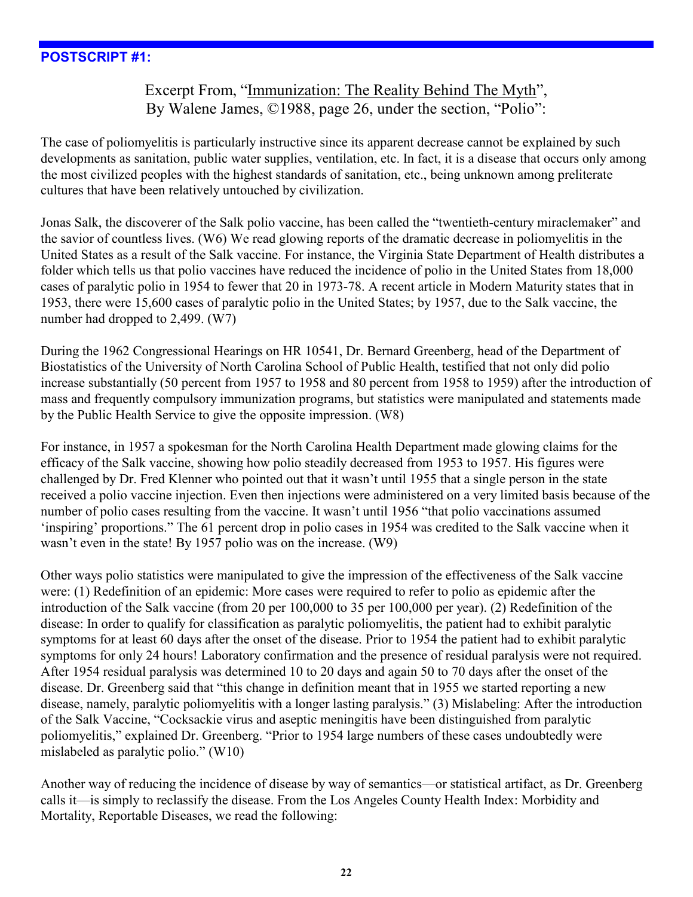## POSTSCRIPT #1:

Excerpt From, "Immunization: The Reality Behind The Myth", By Walene James, ©1988, page 26, under the section, "Polio":

The case of poliomyelitis is particularly instructive since its apparent decrease cannot be explained by such developments as sanitation, public water supplies, ventilation, etc. In fact, it is a disease that occurs only among the most civilized peoples with the highest standards of sanitation, etc., being unknown among preliterate cultures that have been relatively untouched by civilization.

Jonas Salk, the discoverer of the Salk polio vaccine, has been called the "twentieth-century miraclemaker" and the savior of countless lives. (W6) We read glowing reports of the dramatic decrease in poliomyelitis in the United States as a result of the Salk vaccine. For instance, the Virginia State Department of Health distributes a folder which tells us that polio vaccines have reduced the incidence of polio in the United States from 18,000 cases of paralytic polio in 1954 to fewer that 20 in 1973-78. A recent article in Modern Maturity states that in 1953, there were 15,600 cases of paralytic polio in the United States; by 1957, due to the Salk vaccine, the number had dropped to 2,499. (W7)

During the 1962 Congressional Hearings on HR 10541, Dr. Bernard Greenberg, head of the Department of Biostatistics of the University of North Carolina School of Public Health, testified that not only did polio increase substantially (50 percent from 1957 to 1958 and 80 percent from 1958 to 1959) after the introduction of mass and frequently compulsory immunization programs, but statistics were manipulated and statements made by the Public Health Service to give the opposite impression. (W8)

For instance, in 1957 a spokesman for the North Carolina Health Department made glowing claims for the efficacy of the Salk vaccine, showing how polio steadily decreased from 1953 to 1957. His figures were challenged by Dr. Fred Klenner who pointed out that it wasn't until 1955 that a single person in the state received a polio vaccine injection. Even then injections were administered on a very limited basis because of the number of polio cases resulting from the vaccine. It wasn't until 1956 "that polio vaccinations assumed 'inspiring' proportions." The 61 percent drop in polio cases in 1954 was credited to the Salk vaccine when it wasn't even in the state! By 1957 polio was on the increase. (W9)

Other ways polio statistics were manipulated to give the impression of the effectiveness of the Salk vaccine were: (1) Redefinition of an epidemic: More cases were required to refer to polio as epidemic after the introduction of the Salk vaccine (from 20 per 100,000 to 35 per 100,000 per year). (2) Redefinition of the disease: In order to qualify for classification as paralytic poliomyelitis, the patient had to exhibit paralytic symptoms for at least 60 days after the onset of the disease. Prior to 1954 the patient had to exhibit paralytic symptoms for only 24 hours! Laboratory confirmation and the presence of residual paralysis were not required. After 1954 residual paralysis was determined 10 to 20 days and again 50 to 70 days after the onset of the disease. Dr. Greenberg said that "this change in definition meant that in 1955 we started reporting a new disease, namely, paralytic poliomyelitis with a longer lasting paralysis." (3) Mislabeling: After the introduction of the Salk Vaccine, "Cocksackie virus and aseptic meningitis have been distinguished from paralytic poliomyelitis," explained Dr. Greenberg. "Prior to 1954 large numbers of these cases undoubtedly were mislabeled as paralytic polio." (W10)

Another way of reducing the incidence of disease by way of semantics—or statistical artifact, as Dr. Greenberg calls it—is simply to reclassify the disease. From the Los Angeles County Health Index: Morbidity and Mortality, Reportable Diseases, we read the following: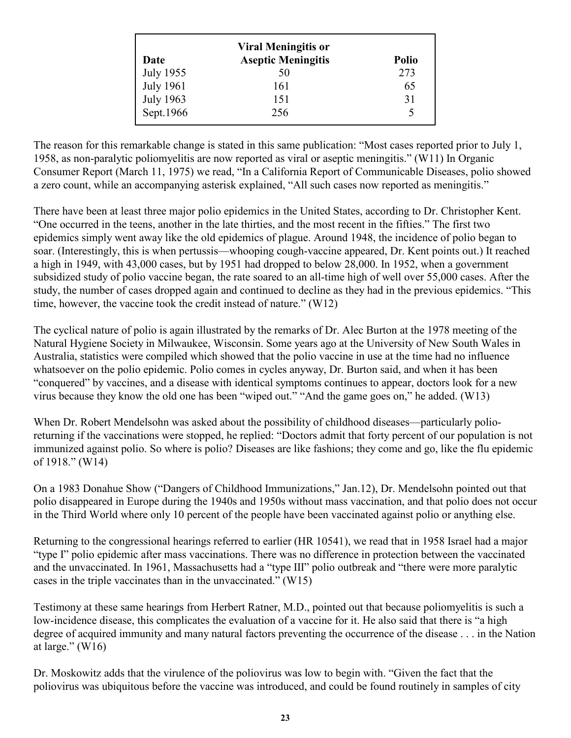| Date | Viral Meningitis or Aseptic Meningitis | Polio |
|---|---|---|
| July 1955 | 50 | 273 |
| July 1961 | 161 | 65 |
| July 1963 | 151 | 31 |
| Sept.1966 | 256 | 5 |

The reason for this remarkable change is stated in this same publication: "Most cases reported prior to July 1, 1958, as non-paralytic poliomyelitis are now reported as viral or aseptic meningitis." (W11) In Organic Consumer Report (March 11, 1975) we read, "In a California Report of Communicable Diseases, polio showed a zero count, while an accompanying asterisk explained, "All such cases now reported as meningitis."

There have been at least three major polio epidemics in the United States, according to Dr. Christopher Kent. "One occurred in the teens, another in the late thirties, and the most recent in the fifties." The first two epidemics simply went away like the old epidemics of plague. Around 1948, the incidence of polio began to soar. (Interestingly, this is when pertussis—whooping cough-vaccine appeared, Dr. Kent points out.) It reached a high in 1949, with 43,000 cases, but by 1951 had dropped to below 28,000. In 1952, when a government subsidized study of polio vaccine began, the rate soared to an all-time high of well over 55,000 cases. After the study, the number of cases dropped again and continued to decline as they had in the previous epidemics. "This time, however, the vaccine took the credit instead of nature." (W12)

The cyclical nature of polio is again illustrated by the remarks of Dr. Alec Burton at the 1978 meeting of the Natural Hygiene Society in Milwaukee, Wisconsin. Some years ago at the University of New South Wales in Australia, statistics were compiled which showed that the polio vaccine in use at the time had no influence whatsoever on the polio epidemic. Polio comes in cycles anyway, Dr. Burton said, and when it has been "conquered" by vaccines, and a disease with identical symptoms continues to appear, doctors look for a new virus because they know the old one has been "wiped out." "And the game goes on," he added. (W13)

When Dr. Robert Mendelsohn was asked about the possibility of childhood diseases—particularly polio-returning if the vaccinations were stopped, he replied: "Doctors admit that forty percent of our population is not immunized against polio. So where is polio? Diseases are like fashions; they come and go, like the flu epidemic of 1918." (W14)

On a 1983 Donahue Show ("Dangers of Childhood Immunizations," Jan.12), Dr. Mendelsohn pointed out that polio disappeared in Europe during the 1940s and 1950s without mass vaccination, and that polio does not occur in the Third World where only 10 percent of the people have been vaccinated against polio or anything else.

Returning to the congressional hearings referred to earlier (HR 10541), we read that in 1958 Israel had a major "type I" polio epidemic after mass vaccinations. There was no difference in protection between the vaccinated and the unvaccinated. In 1961, Massachusetts had a "type III" polio outbreak and "there were more paralytic cases in the triple vaccinates than in the unvaccinated." (W15)

Testimony at these same hearings from Herbert Ratner, M.D., pointed out that because poliomyelitis is such a low-incidence disease, this complicates the evaluation of a vaccine for it. He also said that there is "a high degree of acquired immunity and many natural factors preventing the occurrence of the disease . . . in the Nation at large." (W16)

Dr. Moskowitz adds that the virulence of the poliovirus was low to begin with. "Given the fact that the poliovirus was ubiquitous before the vaccine was introduced, and could be found routinely in samples of city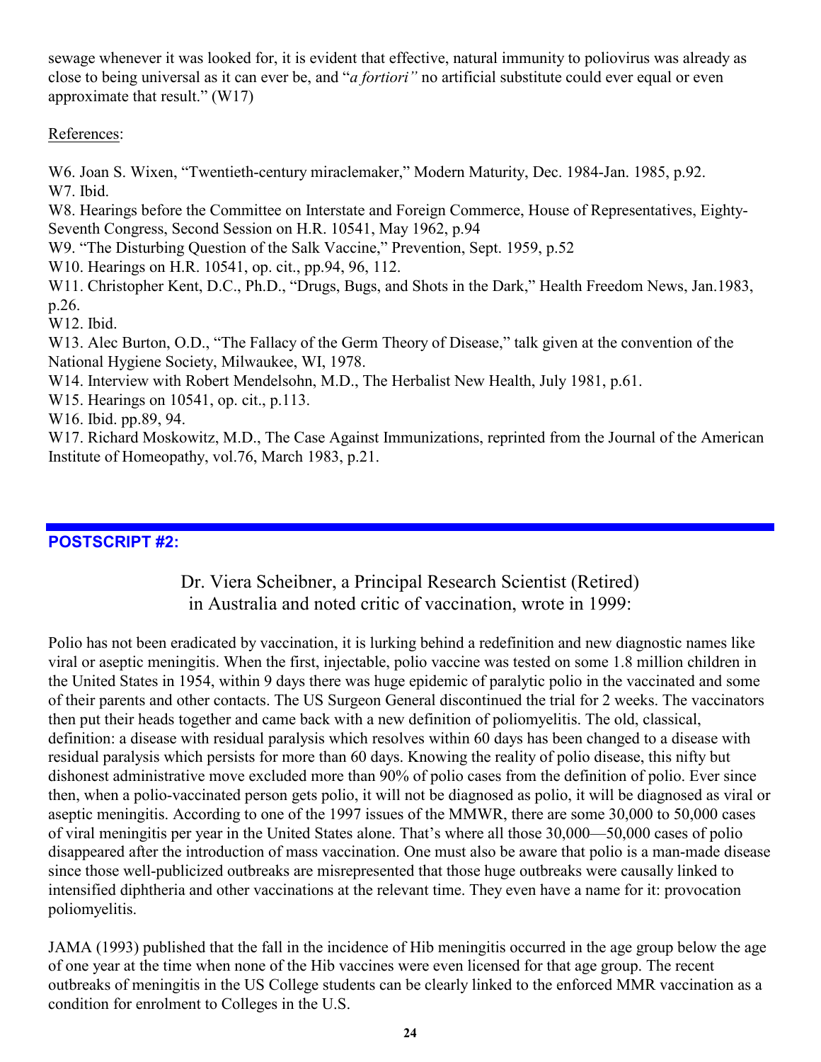sewage whenever it was looked for, it is evident that effective, natural immunity to poliovirus was already as close to being universal as it can ever be, and "*a fortiori"* no artificial substitute could ever equal or even approximate that result." (W17)

References:

W6. Joan S. Wixen, "Twentieth-century miraclemaker," Modern Maturity, Dec. 1984-Jan. 1985, p.92.
W7. Ibid.
W8. Hearings before the Committee on Interstate and Foreign Commerce, House of Representatives, Eighty-Seventh Congress, Second Session on H.R. 10541, May 1962, p.94
W9. "The Disturbing Question of the Salk Vaccine," Prevention, Sept. 1959, p.52
W10. Hearings on H.R. 10541, op. cit., pp.94, 96, 112.
W11. Christopher Kent, D.C., Ph.D., "Drugs, Bugs, and Shots in the Dark," Health Freedom News, Jan.1983, p.26.
W12. Ibid.
W13. Alec Burton, O.D., "The Fallacy of the Germ Theory of Disease," talk given at the convention of the National Hygiene Society, Milwaukee, WI, 1978.
W14. Interview with Robert Mendelsohn, M.D., The Herbalist New Health, July 1981, p.61.
W15. Hearings on 10541, op. cit., p.113.
W16. Ibid. pp.89, 94.
W17. Richard Moskowitz, M.D., The Case Against Immunizations, reprinted from the Journal of the American Institute of Homeopathy, vol.76, March 1983, p.21.

---

## POSTSCRIPT #2:

Dr. Viera Scheibner, a Principal Research Scientist (Retired) in Australia and noted critic of vaccination, wrote in 1999:

Polio has not been eradicated by vaccination, it is lurking behind a redefinition and new diagnostic names like viral or aseptic meningitis. When the first, injectable, polio vaccine was tested on some 1.8 million children in the United States in 1954, within 9 days there was huge epidemic of paralytic polio in the vaccinated and some of their parents and other contacts. The US Surgeon General discontinued the trial for 2 weeks. The vaccinators then put their heads together and came back with a new definition of poliomyelitis. The old, classical, definition: a disease with residual paralysis which resolves within 60 days has been changed to a disease with residual paralysis which persists for more than 60 days. Knowing the reality of polio disease, this nifty but dishonest administrative move excluded more than 90% of polio cases from the definition of polio. Ever since then, when a polio-vaccinated person gets polio, it will not be diagnosed as polio, it will be diagnosed as viral or aseptic meningitis. According to one of the 1997 issues of the MMWR, there are some 30,000 to 50,000 cases of viral meningitis per year in the United States alone. That's where all those 30,000—50,000 cases of polio disappeared after the introduction of mass vaccination. One must also be aware that polio is a man-made disease since those well-publicized outbreaks are misrepresented that those huge outbreaks were causally linked to intensified diphtheria and other vaccinations at the relevant time. They even have a name for it: provocation poliomyelitis.

JAMA (1993) published that the fall in the incidence of Hib meningitis occurred in the age group below the age of one year at the time when none of the Hib vaccines were even licensed for that age group. The recent outbreaks of meningitis in the US College students can be clearly linked to the enforced MMR vaccination as a condition for enrolment to Colleges in the U.S.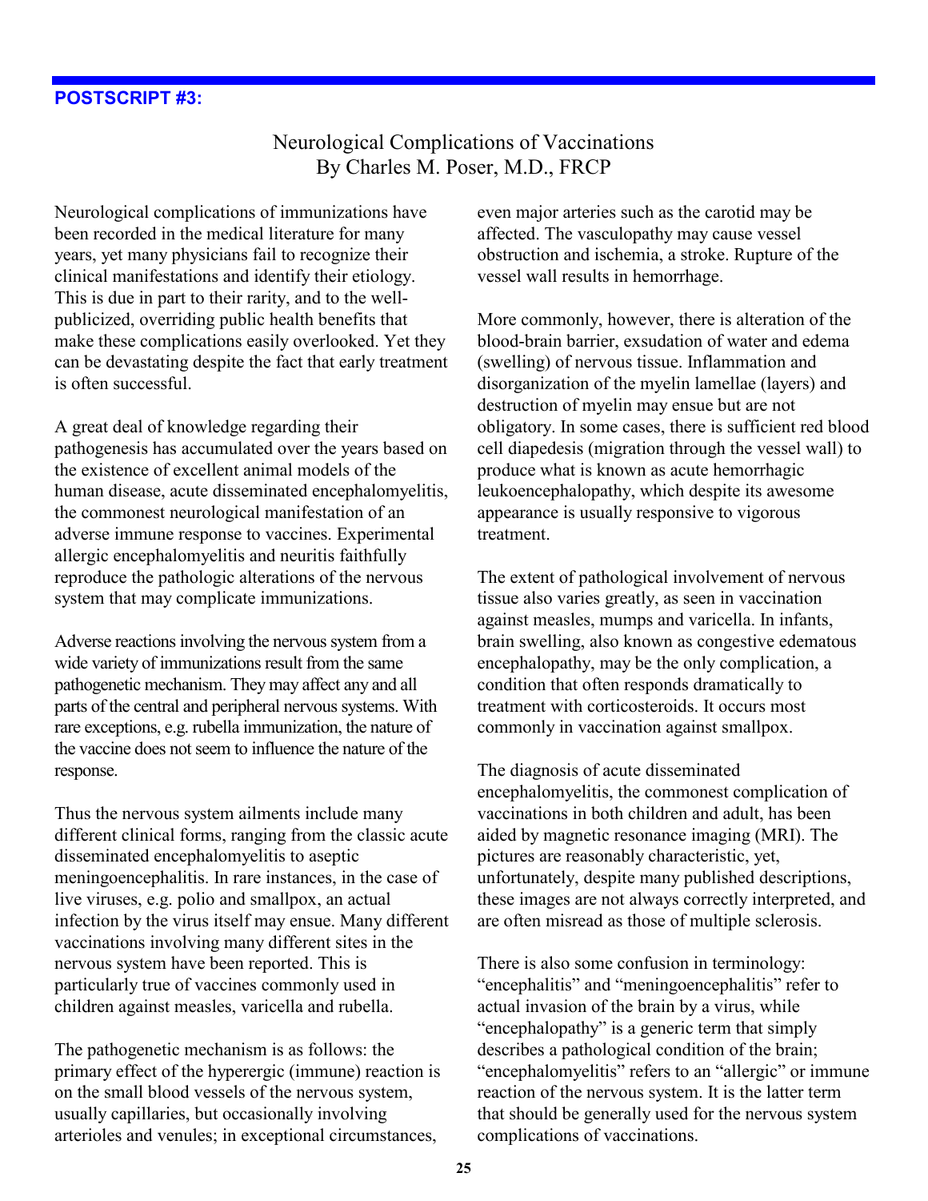**POSTSCRIPT #3:**

# Neurological Complications of Vaccinations
By Charles M. Poser, M.D., FRCP

Neurological complications of immunizations have been recorded in the medical literature for many years, yet many physicians fail to recognize their clinical manifestations and identify their etiology. This is due in part to their rarity, and to the well-publicized, overriding public health benefits that make these complications easily overlooked. Yet they can be devastating despite the fact that early treatment is often successful.

A great deal of knowledge regarding their pathogenesis has accumulated over the years based on the existence of excellent animal models of the human disease, acute disseminated encephalomyelitis, the commonest neurological manifestation of an adverse immune response to vaccines. Experimental allergic encephalomyelitis and neuritis faithfully reproduce the pathologic alterations of the nervous system that may complicate immunizations.

Adverse reactions involving the nervous system from a wide variety of immunizations result from the same pathogenetic mechanism. They may affect any and all parts of the central and peripheral nervous systems. With rare exceptions, e.g. rubella immunization, the nature of the vaccine does not seem to influence the nature of the response.

Thus the nervous system ailments include many different clinical forms, ranging from the classic acute disseminated encephalomyelitis to aseptic meningoencephalitis. In rare instances, in the case of live viruses, e.g. polio and smallpox, an actual infection by the virus itself may ensue. Many different vaccinations involving many different sites in the nervous system have been reported. This is particularly true of vaccines commonly used in children against measles, varicella and rubella.

The pathogenetic mechanism is as follows: the primary effect of the hyperergic (immune) reaction is on the small blood vessels of the nervous system, usually capillaries, but occasionally involving arterioles and venules; in exceptional circumstances, even major arteries such as the carotid may be affected. The vasculopathy may cause vessel obstruction and ischemia, a stroke. Rupture of the vessel wall results in hemorrhage.

More commonly, however, there is alteration of the blood-brain barrier, exsudation of water and edema (swelling) of nervous tissue. Inflammation and disorganization of the myelin lamellae (layers) and destruction of myelin may ensue but are not obligatory. In some cases, there is sufficient red blood cell diapedesis (migration through the vessel wall) to produce what is known as acute hemorrhagic leukoencephalopathy, which despite its awesome appearance is usually responsive to vigorous treatment.

The extent of pathological involvement of nervous tissue also varies greatly, as seen in vaccination against measles, mumps and varicella. In infants, brain swelling, also known as congestive edematous encephalopathy, may be the only complication, a condition that often responds dramatically to treatment with corticosteroids. It occurs most commonly in vaccination against smallpox.

The diagnosis of acute disseminated encephalomyelitis, the commonest complication of vaccinations in both children and adult, has been aided by magnetic resonance imaging (MRI). The pictures are reasonably characteristic, yet, unfortunately, despite many published descriptions, these images are not always correctly interpreted, and are often misread as those of multiple sclerosis.

There is also some confusion in terminology: "encephalitis" and "meningoencephalitis" refer to actual invasion of the brain by a virus, while "encephalopathy" is a generic term that simply describes a pathological condition of the brain; "encephalomyelitis" refers to an "allergic" or immune reaction of the nervous system. It is the latter term that should be generally used for the nervous system complications of vaccinations.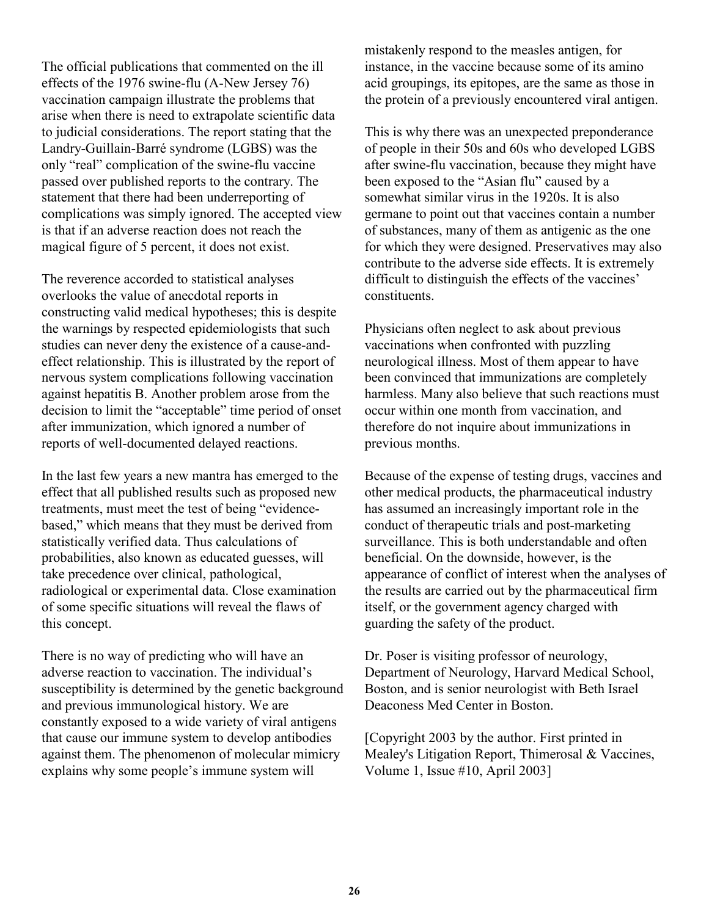The official publications that commented on the ill effects of the 1976 swine-flu (A-New Jersey 76) vaccination campaign illustrate the problems that arise when there is need to extrapolate scientific data to judicial considerations. The report stating that the Landry-Guillain-Barré syndrome (LGBS) was the only "real" complication of the swine-flu vaccine passed over published reports to the contrary. The statement that there had been underreporting of complications was simply ignored. The accepted view is that if an adverse reaction does not reach the magical figure of 5 percent, it does not exist.

The reverence accorded to statistical analyses overlooks the value of anecdotal reports in constructing valid medical hypotheses; this is despite the warnings by respected epidemiologists that such studies can never deny the existence of a cause-and-effect relationship. This is illustrated by the report of nervous system complications following vaccination against hepatitis B. Another problem arose from the decision to limit the "acceptable" time period of onset after immunization, which ignored a number of reports of well-documented delayed reactions.

In the last few years a new mantra has emerged to the effect that all published results such as proposed new treatments, must meet the test of being "evidence-based," which means that they must be derived from statistically verified data. Thus calculations of probabilities, also known as educated guesses, will take precedence over clinical, pathological, radiological or experimental data. Close examination of some specific situations will reveal the flaws of this concept.

There is no way of predicting who will have an adverse reaction to vaccination. The individual's susceptibility is determined by the genetic background and previous immunological history. We are constantly exposed to a wide variety of viral antigens that cause our immune system to develop antibodies against them. The phenomenon of molecular mimicry explains why some people's immune system will mistakenly respond to the measles antigen, for instance, in the vaccine because some of its amino acid groupings, its epitopes, are the same as those in the protein of a previously encountered viral antigen.

This is why there was an unexpected preponderance of people in their 50s and 60s who developed LGBS after swine-flu vaccination, because they might have been exposed to the "Asian flu" caused by a somewhat similar virus in the 1920s. It is also germane to point out that vaccines contain a number of substances, many of them as antigenic as the one for which they were designed. Preservatives may also contribute to the adverse side effects. It is extremely difficult to distinguish the effects of the vaccines' constituents.

Physicians often neglect to ask about previous vaccinations when confronted with puzzling neurological illness. Most of them appear to have been convinced that immunizations are completely harmless. Many also believe that such reactions must occur within one month from vaccination, and therefore do not inquire about immunizations in previous months.

Because of the expense of testing drugs, vaccines and other medical products, the pharmaceutical industry has assumed an increasingly important role in the conduct of therapeutic trials and post-marketing surveillance. This is both understandable and often beneficial. On the downside, however, is the appearance of conflict of interest when the analyses of the results are carried out by the pharmaceutical firm itself, or the government agency charged with guarding the safety of the product.

Dr. Poser is visiting professor of neurology, Department of Neurology, Harvard Medical School, Boston, and is senior neurologist with Beth Israel Deaconess Med Center in Boston.

[Copyright 2003 by the author. First printed in Mealey's Litigation Report, Thimerosal & Vaccines, Volume 1, Issue #10, April 2003]